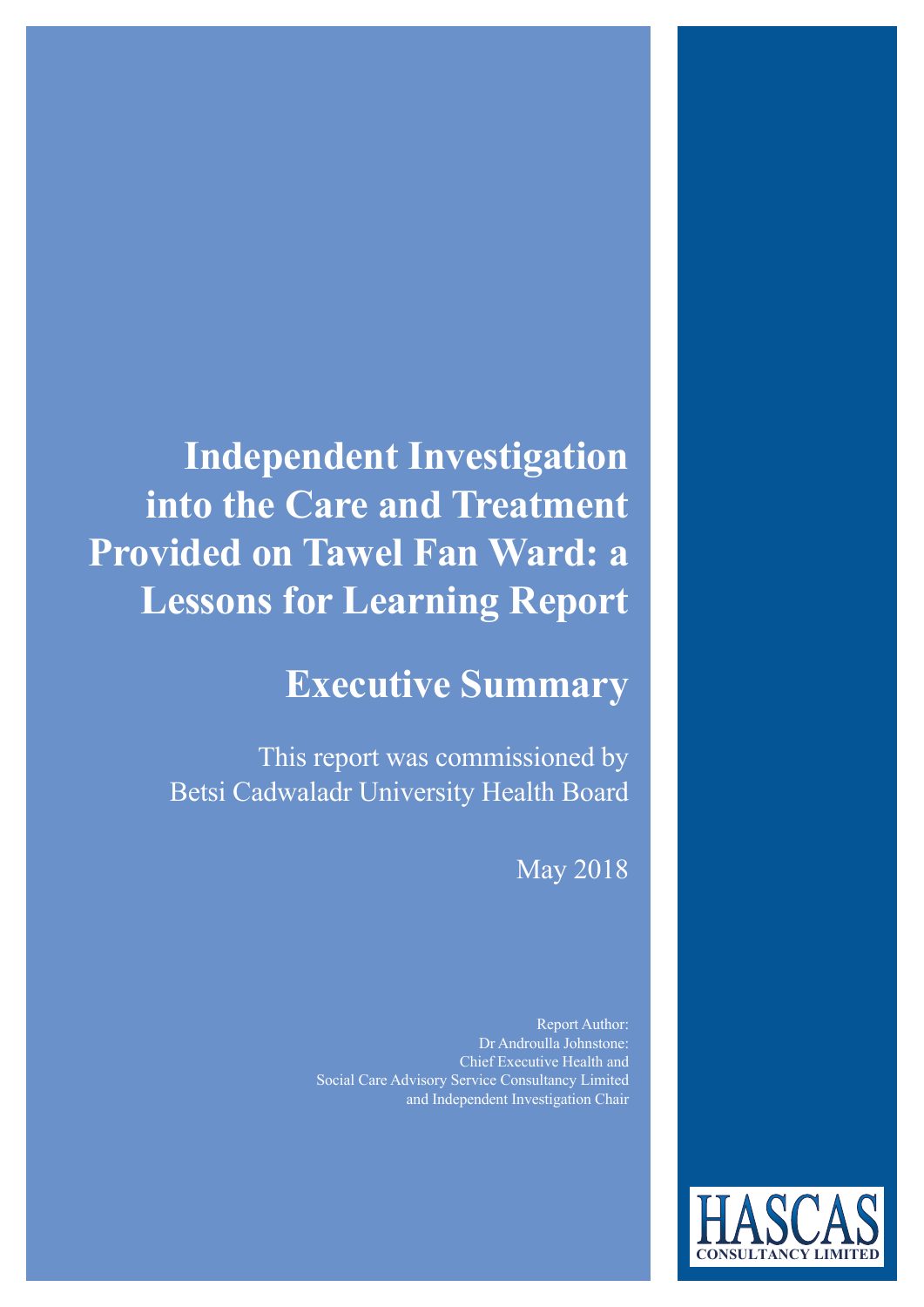# Independent Investigation into the Care and Treatment Provided on Tawel Fan Ward: a Lessons for Learning Report

## Executive Summary

This report was commissioned by Betsi Cadwaladr University Health Board

May 2018

Report Author:
Dr Androulla Johnstone:
Chief Executive Health and
Social Care Advisory Service Consultancy Limited
and Independent Investigation Chair

HASCAS
CONSULTANCY LIMITED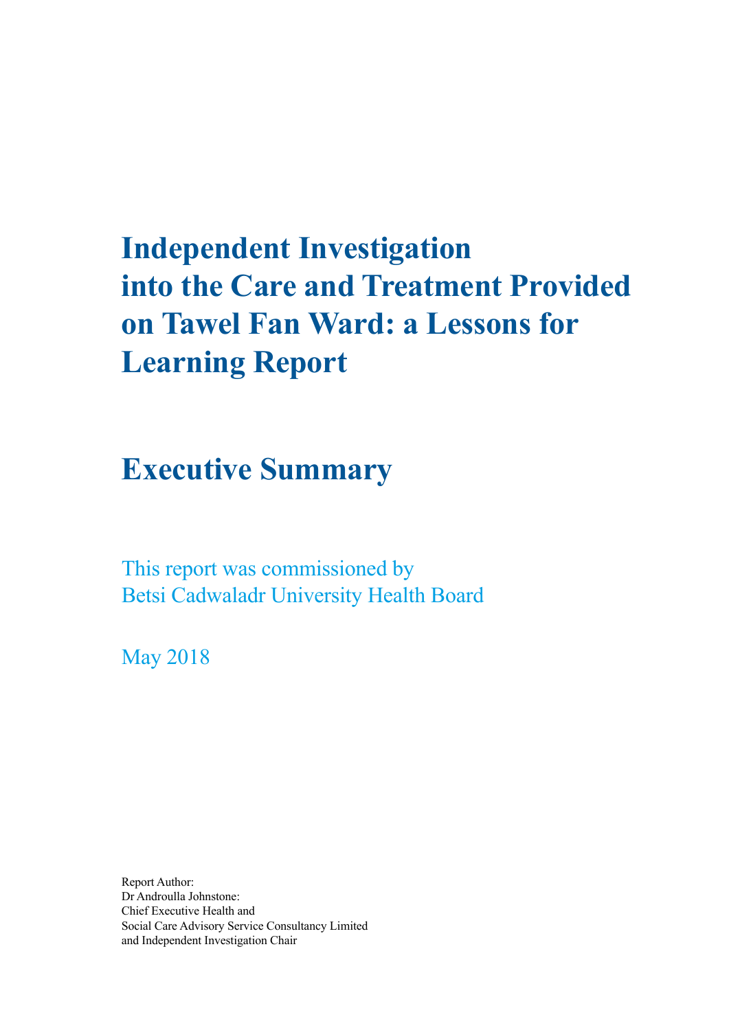# Independent Investigation into the Care and Treatment Provided on Tawel Fan Ward: a Lessons for Learning Report

## Executive Summary

This report was commissioned by Betsi Cadwaladr University Health Board

May 2018

Report Author:
Dr Androulla Johnstone:
Chief Executive Health and Social Care Advisory Service Consultancy Limited and Independent Investigation Chair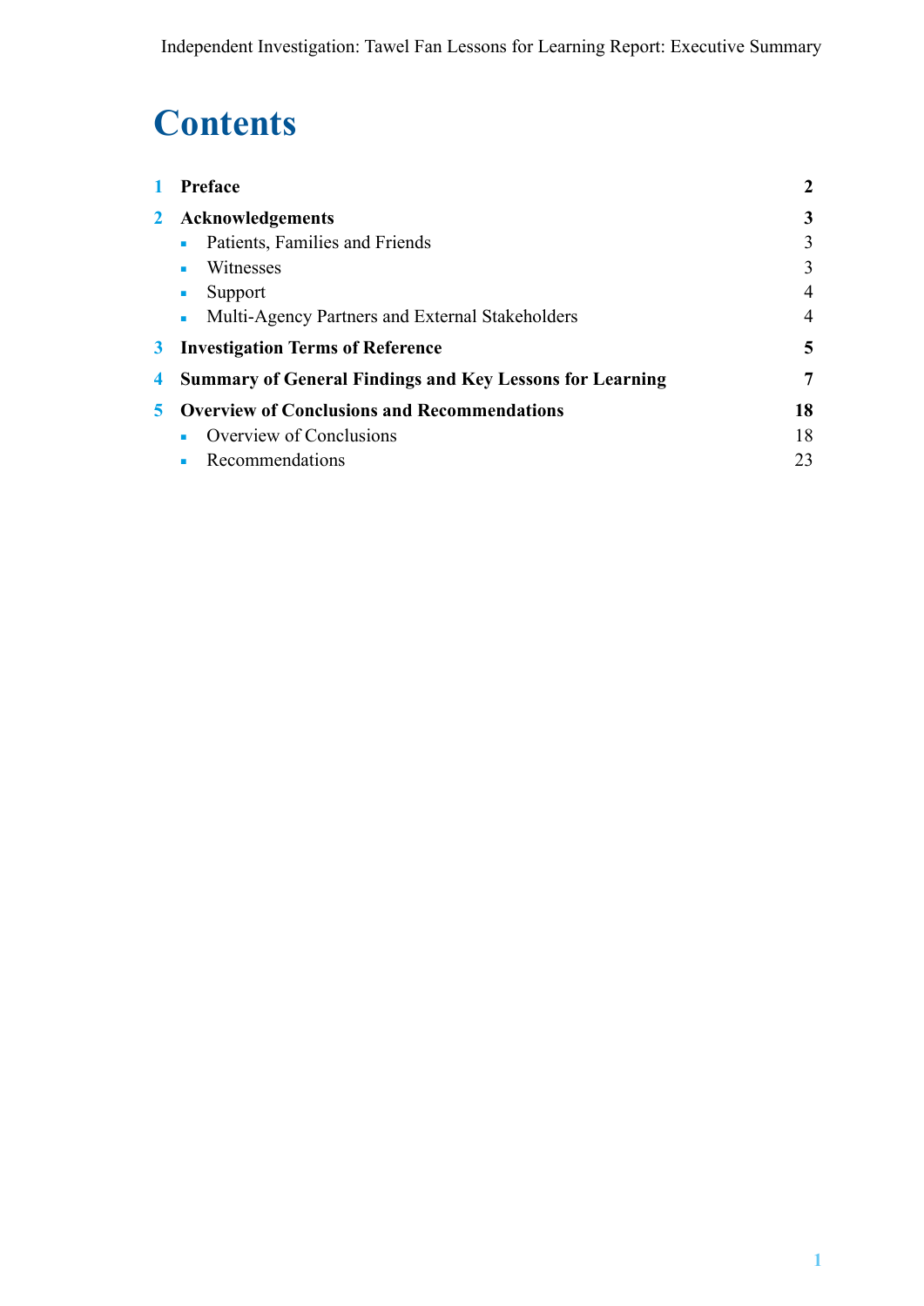# Contents

| | | |
|---|---|---|
| 1 | **Preface** | **2** |
| 2 | **Acknowledgements** | **3** |
| | ▪ Patients, Families and Friends | 3 |
| | ▪ Witnesses | 3 |
| | ▪ Support | 4 |
| | ▪ Multi-Agency Partners and External Stakeholders | 4 |
| 3 | **Investigation Terms of Reference** | **5** |
| 4 | **Summary of General Findings and Key Lessons for Learning** | **7** |
| 5 | **Overview of Conclusions and Recommendations** | **18** |
| | ▪ Overview of Conclusions | 18 |
| | ▪ Recommendations | 23 |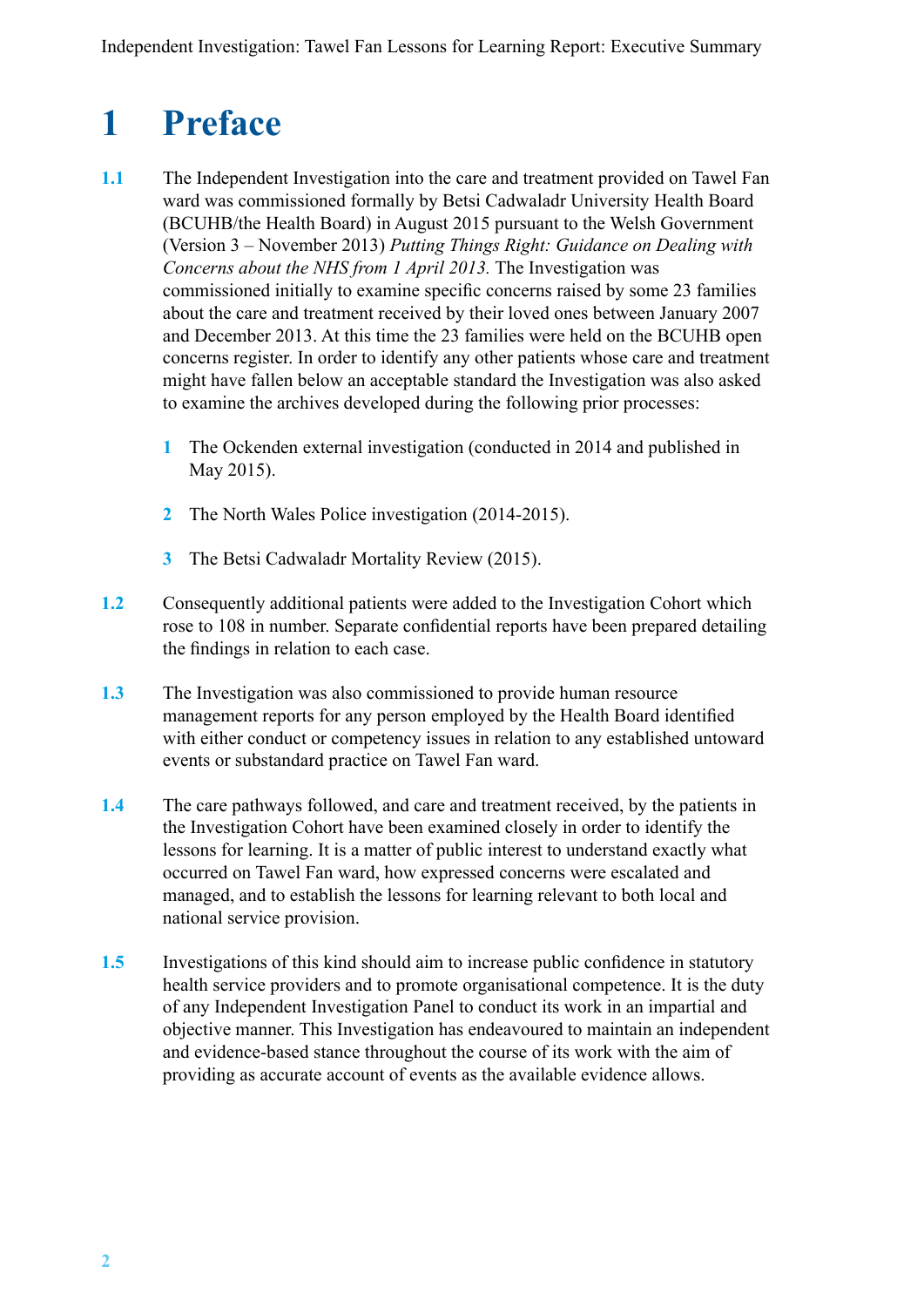# 1 Preface

**1.1** The Independent Investigation into the care and treatment provided on Tawel Fan ward was commissioned formally by Betsi Cadwaladr University Health Board (BCUHB/the Health Board) in August 2015 pursuant to the Welsh Government (Version 3 – November 2013) *Putting Things Right: Guidance on Dealing with Concerns about the NHS from 1 April 2013.* The Investigation was commissioned initially to examine specific concerns raised by some 23 families about the care and treatment received by their loved ones between January 2007 and December 2013. At this time the 23 families were held on the BCUHB open concerns register. In order to identify any other patients whose care and treatment might have fallen below an acceptable standard the Investigation was also asked to examine the archives developed during the following prior processes:

1. The Ockenden external investigation (conducted in 2014 and published in May 2015).
2. The North Wales Police investigation (2014-2015).
3. The Betsi Cadwaladr Mortality Review (2015).

**1.2** Consequently additional patients were added to the Investigation Cohort which rose to 108 in number. Separate confidential reports have been prepared detailing the findings in relation to each case.

**1.3** The Investigation was also commissioned to provide human resource management reports for any person employed by the Health Board identified with either conduct or competency issues in relation to any established untoward events or substandard practice on Tawel Fan ward.

**1.4** The care pathways followed, and care and treatment received, by the patients in the Investigation Cohort have been examined closely in order to identify the lessons for learning. It is a matter of public interest to understand exactly what occurred on Tawel Fan ward, how expressed concerns were escalated and managed, and to establish the lessons for learning relevant to both local and national service provision.

**1.5** Investigations of this kind should aim to increase public confidence in statutory health service providers and to promote organisational competence. It is the duty of any Independent Investigation Panel to conduct its work in an impartial and objective manner. This Investigation has endeavoured to maintain an independent and evidence-based stance throughout the course of its work with the aim of providing as accurate account of events as the available evidence allows.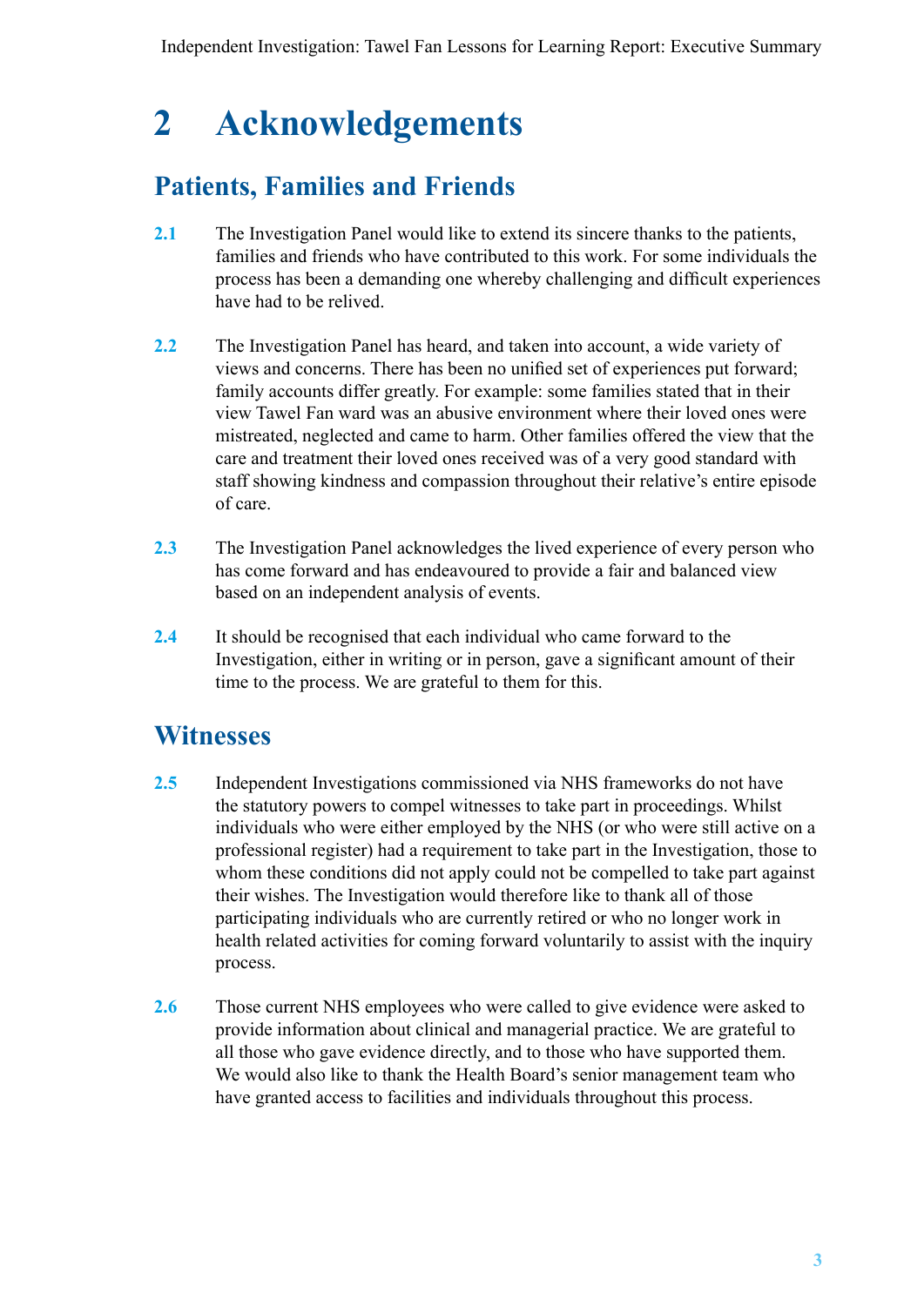# 2 Acknowledgements

## Patients, Families and Friends

**2.1** The Investigation Panel would like to extend its sincere thanks to the patients, families and friends who have contributed to this work. For some individuals the process has been a demanding one whereby challenging and difficult experiences have had to be relived.

**2.2** The Investigation Panel has heard, and taken into account, a wide variety of views and concerns. There has been no unified set of experiences put forward; family accounts differ greatly. For example: some families stated that in their view Tawel Fan ward was an abusive environment where their loved ones were mistreated, neglected and came to harm. Other families offered the view that the care and treatment their loved ones received was of a very good standard with staff showing kindness and compassion throughout their relative's entire episode of care.

**2.3** The Investigation Panel acknowledges the lived experience of every person who has come forward and has endeavoured to provide a fair and balanced view based on an independent analysis of events.

**2.4** It should be recognised that each individual who came forward to the Investigation, either in writing or in person, gave a significant amount of their time to the process. We are grateful to them for this.

## Witnesses

**2.5** Independent Investigations commissioned via NHS frameworks do not have the statutory powers to compel witnesses to take part in proceedings. Whilst individuals who were either employed by the NHS (or who were still active on a professional register) had a requirement to take part in the Investigation, those to whom these conditions did not apply could not be compelled to take part against their wishes. The Investigation would therefore like to thank all of those participating individuals who are currently retired or who no longer work in health related activities for coming forward voluntarily to assist with the inquiry process.

**2.6** Those current NHS employees who were called to give evidence were asked to provide information about clinical and managerial practice. We are grateful to all those who gave evidence directly, and to those who have supported them. We would also like to thank the Health Board's senior management team who have granted access to facilities and individuals throughout this process.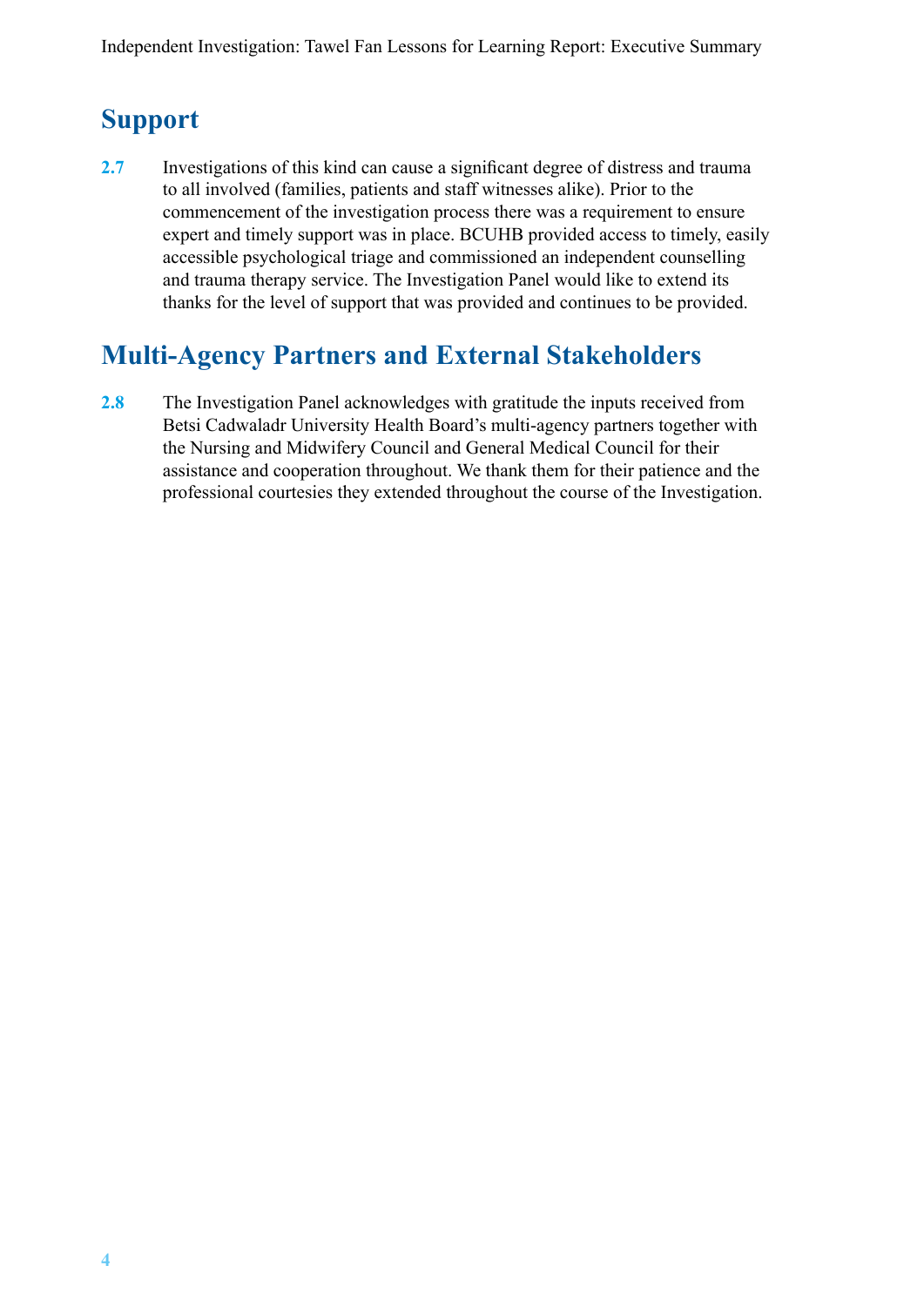## Support

**2.7** Investigations of this kind can cause a significant degree of distress and trauma to all involved (families, patients and staff witnesses alike). Prior to the commencement of the investigation process there was a requirement to ensure expert and timely support was in place. BCUHB provided access to timely, easily accessible psychological triage and commissioned an independent counselling and trauma therapy service. The Investigation Panel would like to extend its thanks for the level of support that was provided and continues to be provided.

## Multi-Agency Partners and External Stakeholders

**2.8** The Investigation Panel acknowledges with gratitude the inputs received from Betsi Cadwaladr University Health Board's multi-agency partners together with the Nursing and Midwifery Council and General Medical Council for their assistance and cooperation throughout. We thank them for their patience and the professional courtesies they extended throughout the course of the Investigation.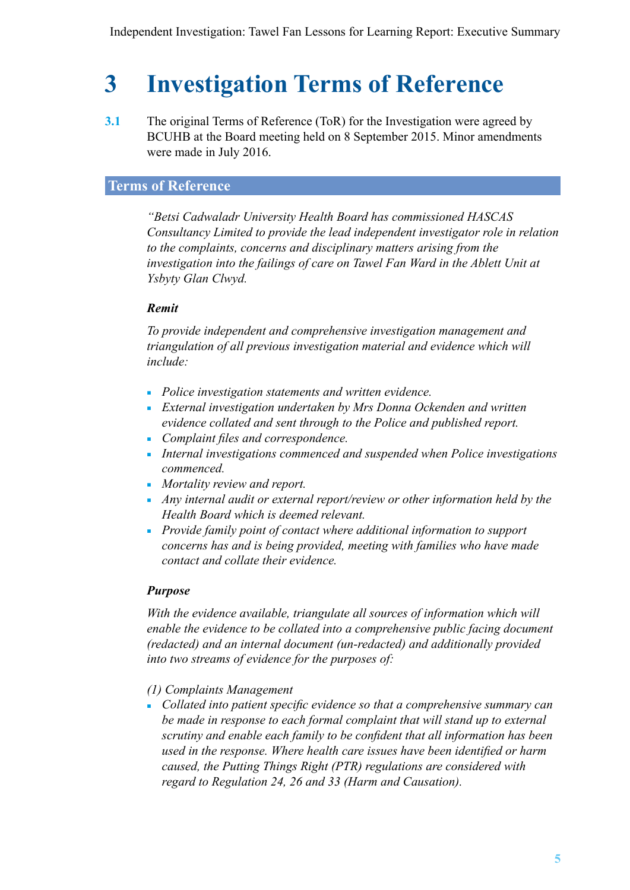# 3 Investigation Terms of Reference

**3.1** The original Terms of Reference (ToR) for the Investigation were agreed by BCUHB at the Board meeting held on 8 September 2015. Minor amendments were made in July 2016.

## Terms of Reference

*"Betsi Cadwaladr University Health Board has commissioned HASCAS Consultancy Limited to provide the lead independent investigator role in relation to the complaints, concerns and disciplinary matters arising from the investigation into the failings of care on Tawel Fan Ward in the Ablett Unit at Ysbyty Glan Clwyd.*

***Remit***

*To provide independent and comprehensive investigation management and triangulation of all previous investigation material and evidence which will include:*

- *Police investigation statements and written evidence.*
- *External investigation undertaken by Mrs Donna Ockenden and written evidence collated and sent through to the Police and published report.*
- *Complaint files and correspondence.*
- *Internal investigations commenced and suspended when Police investigations commenced.*
- *Mortality review and report.*
- *Any internal audit or external report/review or other information held by the Health Board which is deemed relevant.*
- *Provide family point of contact where additional information to support concerns has and is being provided, meeting with families who have made contact and collate their evidence.*

***Purpose***

*With the evidence available, triangulate all sources of information which will enable the evidence to be collated into a comprehensive public facing document (redacted) and an internal document (un-redacted) and additionally provided into two streams of evidence for the purposes of:*

*(1) Complaints Management*

- *Collated into patient specific evidence so that a comprehensive summary can be made in response to each formal complaint that will stand up to external scrutiny and enable each family to be confident that all information has been used in the response. Where health care issues have been identified or harm caused, the Putting Things Right (PTR) regulations are considered with regard to Regulation 24, 26 and 33 (Harm and Causation).*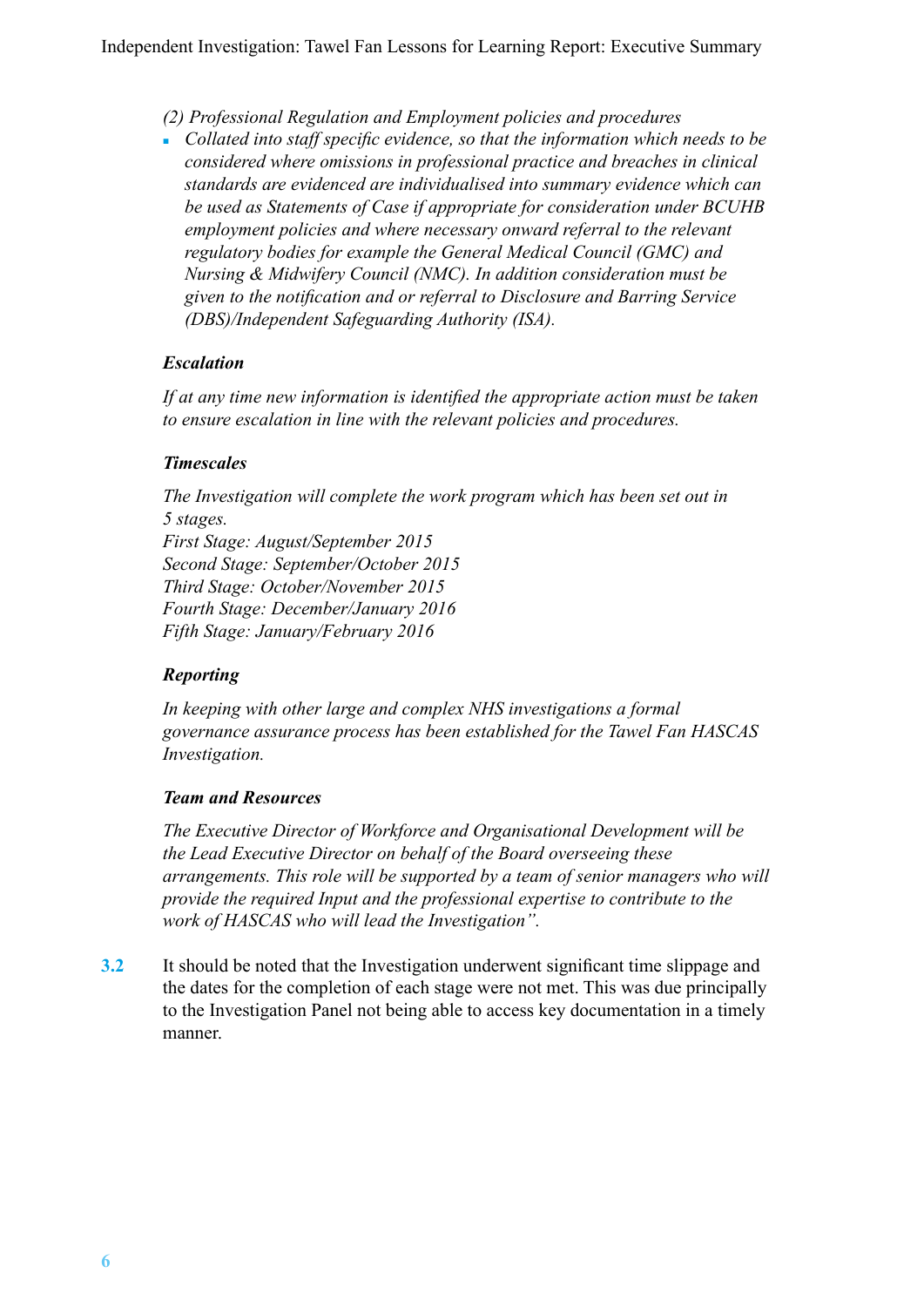*(2) Professional Regulation and Employment policies and procedures*

- *Collated into staff specific evidence, so that the information which needs to be considered where omissions in professional practice and breaches in clinical standards are evidenced are individualised into summary evidence which can be used as Statements of Case if appropriate for consideration under BCUHB employment policies and where necessary onward referral to the relevant regulatory bodies for example the General Medical Council (GMC) and Nursing & Midwifery Council (NMC). In addition consideration must be given to the notification and or referral to Disclosure and Barring Service (DBS)/Independent Safeguarding Authority (ISA).*

***Escalation***

*If at any time new information is identified the appropriate action must be taken to ensure escalation in line with the relevant policies and procedures.*

***Timescales***

*The Investigation will complete the work program which has been set out in 5 stages.*
*First Stage: August/September 2015*
*Second Stage: September/October 2015*
*Third Stage: October/November 2015*
*Fourth Stage: December/January 2016*
*Fifth Stage: January/February 2016*

***Reporting***

*In keeping with other large and complex NHS investigations a formal governance assurance process has been established for the Tawel Fan HASCAS Investigation.*

***Team and Resources***

*The Executive Director of Workforce and Organisational Development will be the Lead Executive Director on behalf of the Board overseeing these arrangements. This role will be supported by a team of senior managers who will provide the required Input and the professional expertise to contribute to the work of HASCAS who will lead the Investigation".*

**3.2** It should be noted that the Investigation underwent significant time slippage and the dates for the completion of each stage were not met. This was due principally to the Investigation Panel not being able to access key documentation in a timely manner.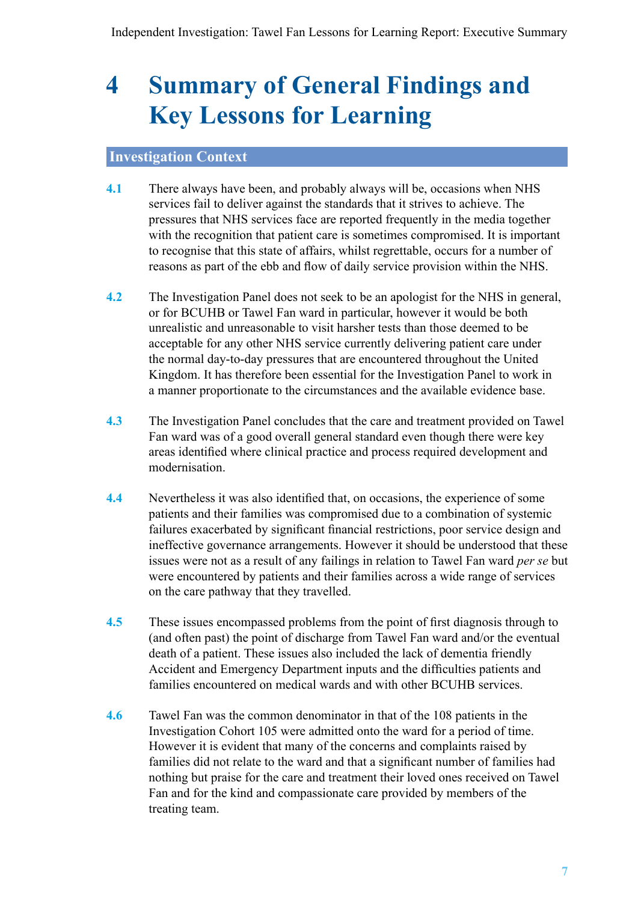# 4 Summary of General Findings and Key Lessons for Learning

## Investigation Context

**4.1** There always have been, and probably always will be, occasions when NHS services fail to deliver against the standards that it strives to achieve. The pressures that NHS services face are reported frequently in the media together with the recognition that patient care is sometimes compromised. It is important to recognise that this state of affairs, whilst regrettable, occurs for a number of reasons as part of the ebb and flow of daily service provision within the NHS.

**4.2** The Investigation Panel does not seek to be an apologist for the NHS in general, or for BCUHB or Tawel Fan ward in particular, however it would be both unrealistic and unreasonable to visit harsher tests than those deemed to be acceptable for any other NHS service currently delivering patient care under the normal day-to-day pressures that are encountered throughout the United Kingdom. It has therefore been essential for the Investigation Panel to work in a manner proportionate to the circumstances and the available evidence base.

**4.3** The Investigation Panel concludes that the care and treatment provided on Tawel Fan ward was of a good overall general standard even though there were key areas identified where clinical practice and process required development and modernisation.

**4.4** Nevertheless it was also identified that, on occasions, the experience of some patients and their families was compromised due to a combination of systemic failures exacerbated by significant financial restrictions, poor service design and ineffective governance arrangements. However it should be understood that these issues were not as a result of any failings in relation to Tawel Fan ward *per se* but were encountered by patients and their families across a wide range of services on the care pathway that they travelled.

**4.5** These issues encompassed problems from the point of first diagnosis through to (and often past) the point of discharge from Tawel Fan ward and/or the eventual death of a patient. These issues also included the lack of dementia friendly Accident and Emergency Department inputs and the difficulties patients and families encountered on medical wards and with other BCUHB services.

**4.6** Tawel Fan was the common denominator in that of the 108 patients in the Investigation Cohort 105 were admitted onto the ward for a period of time. However it is evident that many of the concerns and complaints raised by families did not relate to the ward and that a significant number of families had nothing but praise for the care and treatment their loved ones received on Tawel Fan and for the kind and compassionate care provided by members of the treating team.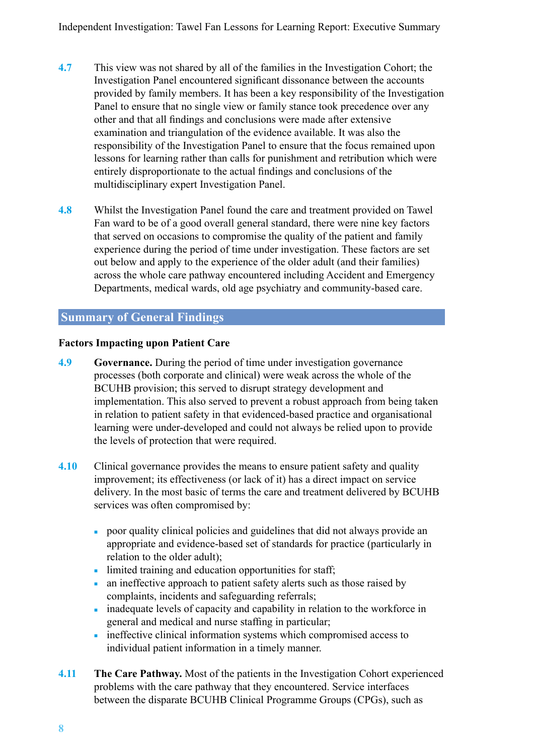**4.7** This view was not shared by all of the families in the Investigation Cohort; the Investigation Panel encountered significant dissonance between the accounts provided by family members. It has been a key responsibility of the Investigation Panel to ensure that no single view or family stance took precedence over any other and that all findings and conclusions were made after extensive examination and triangulation of the evidence available. It was also the responsibility of the Investigation Panel to ensure that the focus remained upon lessons for learning rather than calls for punishment and retribution which were entirely disproportionate to the actual findings and conclusions of the multidisciplinary expert Investigation Panel.

**4.8** Whilst the Investigation Panel found the care and treatment provided on Tawel Fan ward to be of a good overall general standard, there were nine key factors that served on occasions to compromise the quality of the patient and family experience during the period of time under investigation. These factors are set out below and apply to the experience of the older adult (and their families) across the whole care pathway encountered including Accident and Emergency Departments, medical wards, old age psychiatry and community-based care.

## Summary of General Findings

### Factors Impacting upon Patient Care

**4.9** **Governance.** During the period of time under investigation governance processes (both corporate and clinical) were weak across the whole of the BCUHB provision; this served to disrupt strategy development and implementation. This also served to prevent a robust approach from being taken in relation to patient safety in that evidenced-based practice and organisational learning were under-developed and could not always be relied upon to provide the levels of protection that were required.

**4.10** Clinical governance provides the means to ensure patient safety and quality improvement; its effectiveness (or lack of it) has a direct impact on service delivery. In the most basic of terms the care and treatment delivered by BCUHB services was often compromised by:

- poor quality clinical policies and guidelines that did not always provide an appropriate and evidence-based set of standards for practice (particularly in relation to the older adult);
- limited training and education opportunities for staff;
- an ineffective approach to patient safety alerts such as those raised by complaints, incidents and safeguarding referrals;
- inadequate levels of capacity and capability in relation to the workforce in general and medical and nurse staffing in particular;
- ineffective clinical information systems which compromised access to individual patient information in a timely manner.

**4.11** **The Care Pathway.** Most of the patients in the Investigation Cohort experienced problems with the care pathway that they encountered. Service interfaces between the disparate BCUHB Clinical Programme Groups (CPGs), such as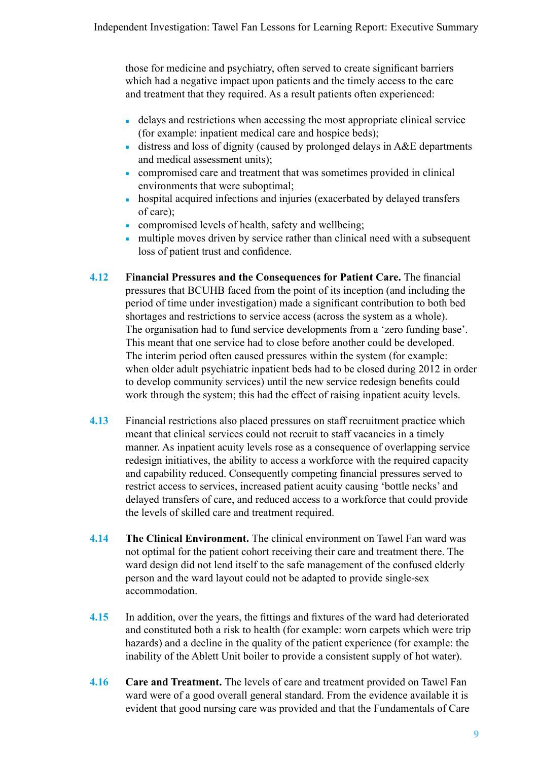those for medicine and psychiatry, often served to create significant barriers which had a negative impact upon patients and the timely access to the care and treatment that they required. As a result patients often experienced:

- delays and restrictions when accessing the most appropriate clinical service (for example: inpatient medical care and hospice beds);
- distress and loss of dignity (caused by prolonged delays in A&E departments and medical assessment units);
- compromised care and treatment that was sometimes provided in clinical environments that were suboptimal;
- hospital acquired infections and injuries (exacerbated by delayed transfers of care);
- compromised levels of health, safety and wellbeing;
- multiple moves driven by service rather than clinical need with a subsequent loss of patient trust and confidence.

4.12 **Financial Pressures and the Consequences for Patient Care.** The financial pressures that BCUHB faced from the point of its inception (and including the period of time under investigation) made a significant contribution to both bed shortages and restrictions to service access (across the system as a whole). The organisation had to fund service developments from a 'zero funding base'. This meant that one service had to close before another could be developed. The interim period often caused pressures within the system (for example: when older adult psychiatric inpatient beds had to be closed during 2012 in order to develop community services) until the new service redesign benefits could work through the system; this had the effect of raising inpatient acuity levels.

4.13 Financial restrictions also placed pressures on staff recruitment practice which meant that clinical services could not recruit to staff vacancies in a timely manner. As inpatient acuity levels rose as a consequence of overlapping service redesign initiatives, the ability to access a workforce with the required capacity and capability reduced. Consequently competing financial pressures served to restrict access to services, increased patient acuity causing 'bottle necks' and delayed transfers of care, and reduced access to a workforce that could provide the levels of skilled care and treatment required.

4.14 **The Clinical Environment.** The clinical environment on Tawel Fan ward was not optimal for the patient cohort receiving their care and treatment there. The ward design did not lend itself to the safe management of the confused elderly person and the ward layout could not be adapted to provide single-sex accommodation.

4.15 In addition, over the years, the fittings and fixtures of the ward had deteriorated and constituted both a risk to health (for example: worn carpets which were trip hazards) and a decline in the quality of the patient experience (for example: the inability of the Ablett Unit boiler to provide a consistent supply of hot water).

4.16 **Care and Treatment.** The levels of care and treatment provided on Tawel Fan ward were of a good overall general standard. From the evidence available it is evident that good nursing care was provided and that the Fundamentals of Care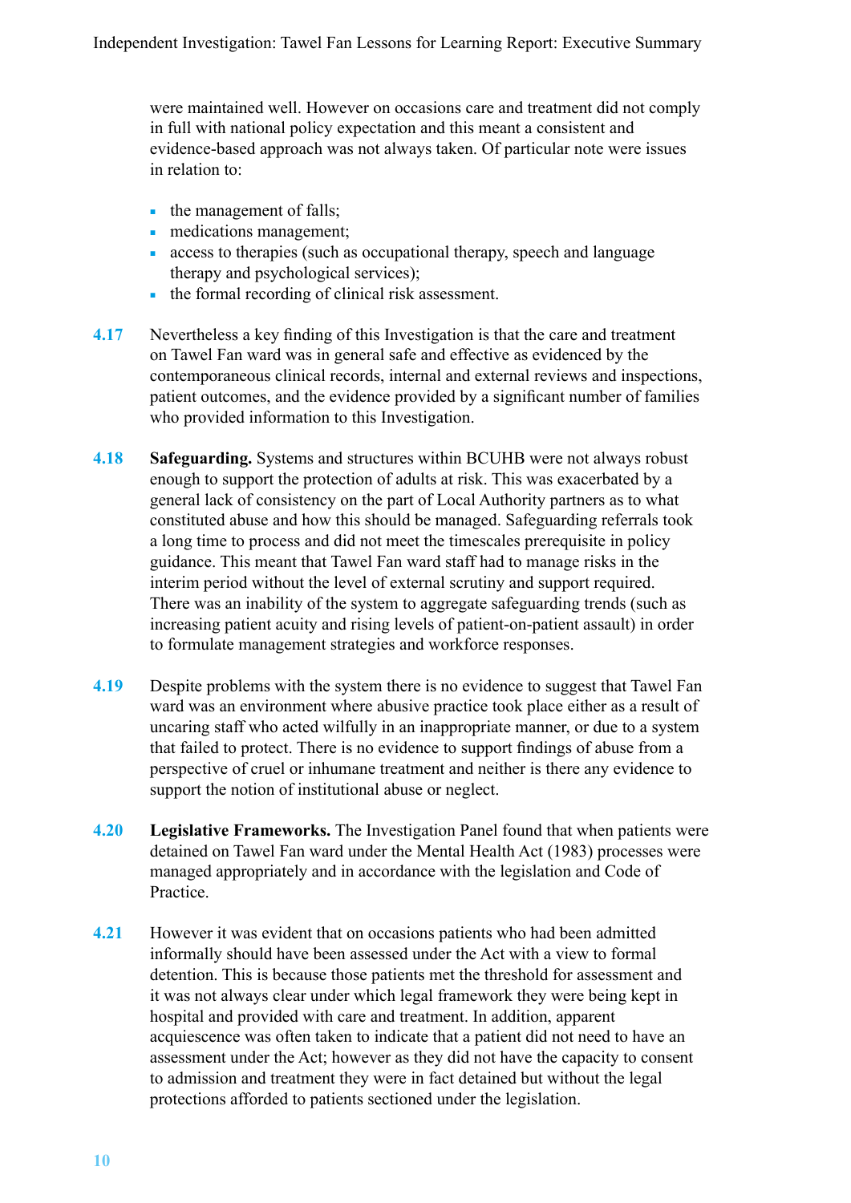were maintained well. However on occasions care and treatment did not comply in full with national policy expectation and this meant a consistent and evidence-based approach was not always taken. Of particular note were issues in relation to:

- the management of falls;
- medications management;
- access to therapies (such as occupational therapy, speech and language therapy and psychological services);
- the formal recording of clinical risk assessment.

**4.17** Nevertheless a key finding of this Investigation is that the care and treatment on Tawel Fan ward was in general safe and effective as evidenced by the contemporaneous clinical records, internal and external reviews and inspections, patient outcomes, and the evidence provided by a significant number of families who provided information to this Investigation.

**4.18** **Safeguarding.** Systems and structures within BCUHB were not always robust enough to support the protection of adults at risk. This was exacerbated by a general lack of consistency on the part of Local Authority partners as to what constituted abuse and how this should be managed. Safeguarding referrals took a long time to process and did not meet the timescales prerequisite in policy guidance. This meant that Tawel Fan ward staff had to manage risks in the interim period without the level of external scrutiny and support required. There was an inability of the system to aggregate safeguarding trends (such as increasing patient acuity and rising levels of patient-on-patient assault) in order to formulate management strategies and workforce responses.

**4.19** Despite problems with the system there is no evidence to suggest that Tawel Fan ward was an environment where abusive practice took place either as a result of uncaring staff who acted wilfully in an inappropriate manner, or due to a system that failed to protect. There is no evidence to support findings of abuse from a perspective of cruel or inhumane treatment and neither is there any evidence to support the notion of institutional abuse or neglect.

**4.20** **Legislative Frameworks.** The Investigation Panel found that when patients were detained on Tawel Fan ward under the Mental Health Act (1983) processes were managed appropriately and in accordance with the legislation and Code of Practice.

**4.21** However it was evident that on occasions patients who had been admitted informally should have been assessed under the Act with a view to formal detention. This is because those patients met the threshold for assessment and it was not always clear under which legal framework they were being kept in hospital and provided with care and treatment. In addition, apparent acquiescence was often taken to indicate that a patient did not need to have an assessment under the Act; however as they did not have the capacity to consent to admission and treatment they were in fact detained but without the legal protections afforded to patients sectioned under the legislation.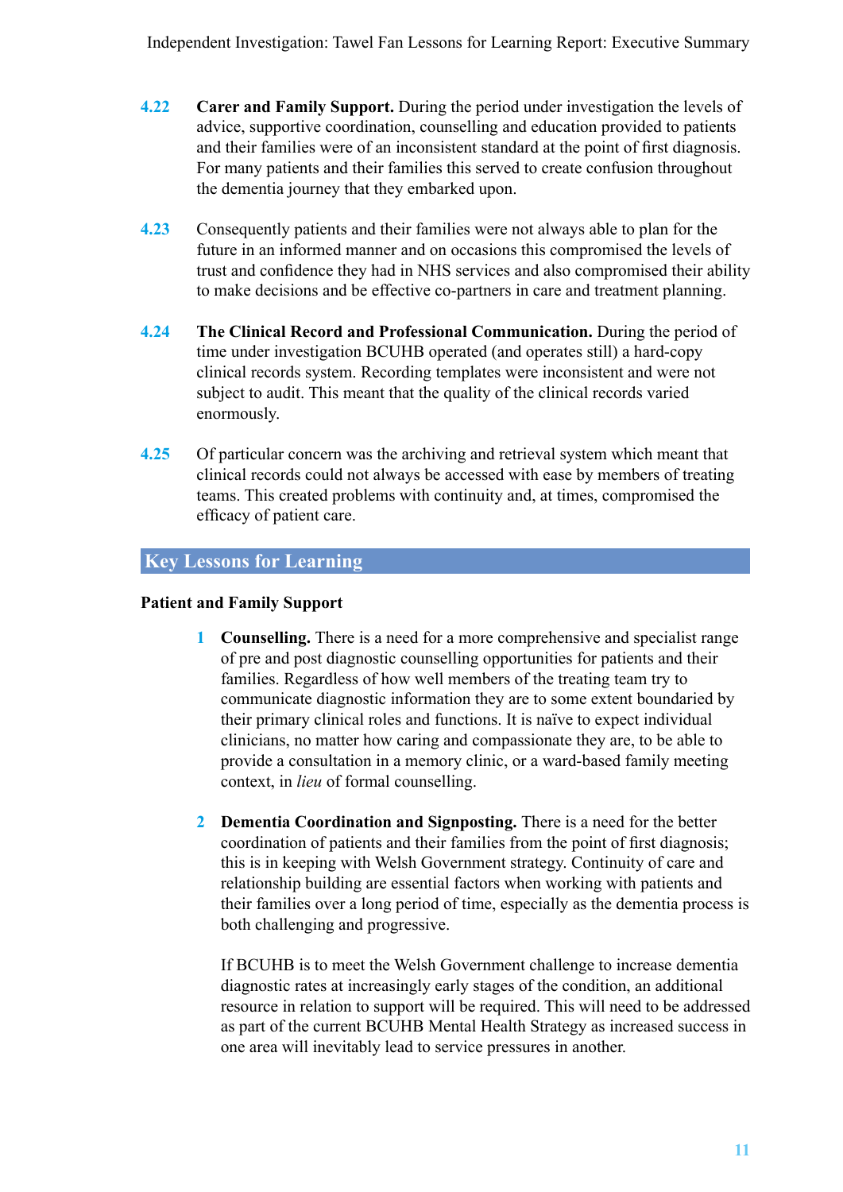**4.22** **Carer and Family Support.** During the period under investigation the levels of advice, supportive coordination, counselling and education provided to patients and their families were of an inconsistent standard at the point of first diagnosis. For many patients and their families this served to create confusion throughout the dementia journey that they embarked upon.

**4.23** Consequently patients and their families were not always able to plan for the future in an informed manner and on occasions this compromised the levels of trust and confidence they had in NHS services and also compromised their ability to make decisions and be effective co-partners in care and treatment planning.

**4.24** **The Clinical Record and Professional Communication.** During the period of time under investigation BCUHB operated (and operates still) a hard-copy clinical records system. Recording templates were inconsistent and were not subject to audit. This meant that the quality of the clinical records varied enormously.

**4.25** Of particular concern was the archiving and retrieval system which meant that clinical records could not always be accessed with ease by members of treating teams. This created problems with continuity and, at times, compromised the efficacy of patient care.

## Key Lessons for Learning

### Patient and Family Support

1. **Counselling.** There is a need for a more comprehensive and specialist range of pre and post diagnostic counselling opportunities for patients and their families. Regardless of how well members of the treating team try to communicate diagnostic information they are to some extent boundaried by their primary clinical roles and functions. It is naïve to expect individual clinicians, no matter how caring and compassionate they are, to be able to provide a consultation in a memory clinic, or a ward-based family meeting context, in *lieu* of formal counselling.

2. **Dementia Coordination and Signposting.** There is a need for the better coordination of patients and their families from the point of first diagnosis; this is in keeping with Welsh Government strategy. Continuity of care and relationship building are essential factors when working with patients and their families over a long period of time, especially as the dementia process is both challenging and progressive.

   If BCUHB is to meet the Welsh Government challenge to increase dementia diagnostic rates at increasingly early stages of the condition, an additional resource in relation to support will be required. This will need to be addressed as part of the current BCUHB Mental Health Strategy as increased success in one area will inevitably lead to service pressures in another.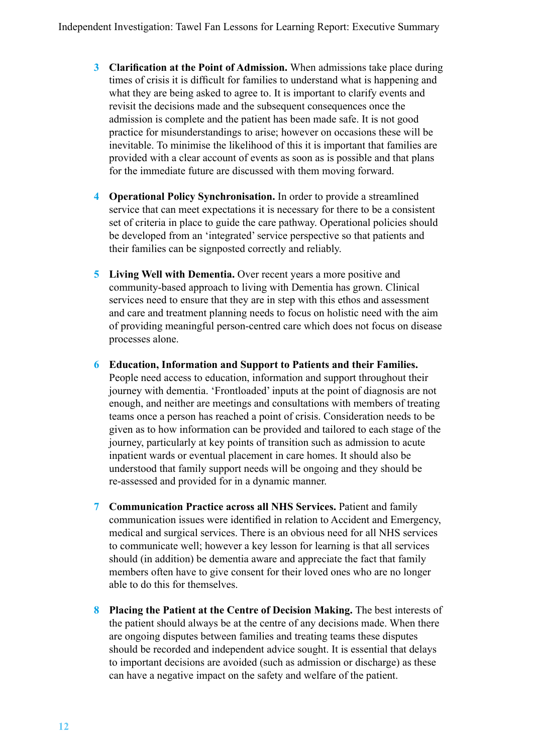3. **Clarification at the Point of Admission.** When admissions take place during times of crisis it is difficult for families to understand what is happening and what they are being asked to agree to. It is important to clarify events and revisit the decisions made and the subsequent consequences once the admission is complete and the patient has been made safe. It is not good practice for misunderstandings to arise; however on occasions these will be inevitable. To minimise the likelihood of this it is important that families are provided with a clear account of events as soon as is possible and that plans for the immediate future are discussed with them moving forward.

4. **Operational Policy Synchronisation.** In order to provide a streamlined service that can meet expectations it is necessary for there to be a consistent set of criteria in place to guide the care pathway. Operational policies should be developed from an 'integrated' service perspective so that patients and their families can be signposted correctly and reliably.

5. **Living Well with Dementia.** Over recent years a more positive and community-based approach to living with Dementia has grown. Clinical services need to ensure that they are in step with this ethos and assessment and care and treatment planning needs to focus on holistic need with the aim of providing meaningful person-centred care which does not focus on disease processes alone.

6. **Education, Information and Support to Patients and their Families.** People need access to education, information and support throughout their journey with dementia. 'Frontloaded' inputs at the point of diagnosis are not enough, and neither are meetings and consultations with members of treating teams once a person has reached a point of crisis. Consideration needs to be given as to how information can be provided and tailored to each stage of the journey, particularly at key points of transition such as admission to acute inpatient wards or eventual placement in care homes. It should also be understood that family support needs will be ongoing and they should be re-assessed and provided for in a dynamic manner.

7. **Communication Practice across all NHS Services.** Patient and family communication issues were identified in relation to Accident and Emergency, medical and surgical services. There is an obvious need for all NHS services to communicate well; however a key lesson for learning is that all services should (in addition) be dementia aware and appreciate the fact that family members often have to give consent for their loved ones who are no longer able to do this for themselves.

8. **Placing the Patient at the Centre of Decision Making.** The best interests of the patient should always be at the centre of any decisions made. When there are ongoing disputes between families and treating teams these disputes should be recorded and independent advice sought. It is essential that delays to important decisions are avoided (such as admission or discharge) as these can have a negative impact on the safety and welfare of the patient.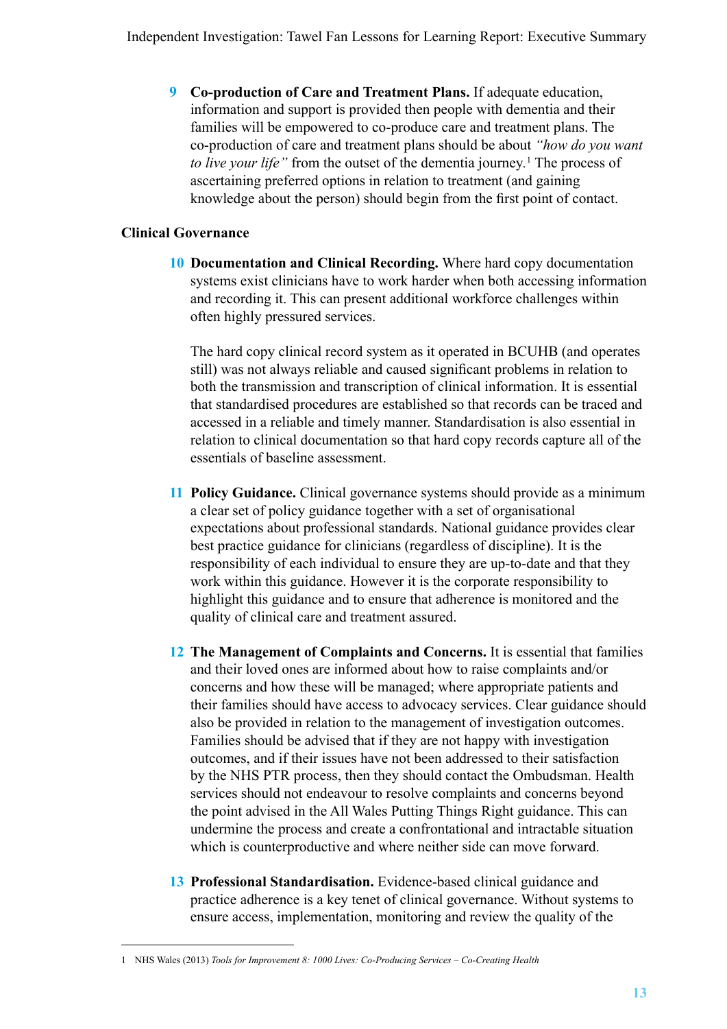9 **Co-production of Care and Treatment Plans.** If adequate education, information and support is provided then people with dementia and their families will be empowered to co-produce care and treatment plans. The co-production of care and treatment plans should be about *"how do you want to live your life"* from the outset of the dementia journey.[1] The process of ascertaining preferred options in relation to treatment (and gaining knowledge about the person) should begin from the first point of contact.

**Clinical Governance**

10 **Documentation and Clinical Recording.** Where hard copy documentation systems exist clinicians have to work harder when both accessing information and recording it. This can present additional workforce challenges within often highly pressured services.

The hard copy clinical record system as it operated in BCUHB (and operates still) was not always reliable and caused significant problems in relation to both the transmission and transcription of clinical information. It is essential that standardised procedures are established so that records can be traced and accessed in a reliable and timely manner. Standardisation is also essential in relation to clinical documentation so that hard copy records capture all of the essentials of baseline assessment.

11 **Policy Guidance.** Clinical governance systems should provide as a minimum a clear set of policy guidance together with a set of organisational expectations about professional standards. National guidance provides clear best practice guidance for clinicians (regardless of discipline). It is the responsibility of each individual to ensure they are up-to-date and that they work within this guidance. However it is the corporate responsibility to highlight this guidance and to ensure that adherence is monitored and the quality of clinical care and treatment assured.

12 **The Management of Complaints and Concerns.** It is essential that families and their loved ones are informed about how to raise complaints and/or concerns and how these will be managed; where appropriate patients and their families should have access to advocacy services. Clear guidance should also be provided in relation to the management of investigation outcomes. Families should be advised that if they are not happy with investigation outcomes, and if their issues have not been addressed to their satisfaction by the NHS PTR process, then they should contact the Ombudsman. Health services should not endeavour to resolve complaints and concerns beyond the point advised in the All Wales Putting Things Right guidance. This can undermine the process and create a confrontational and intractable situation which is counterproductive and where neither side can move forward.

13 **Professional Standardisation.** Evidence-based clinical guidance and practice adherence is a key tenet of clinical governance. Without systems to ensure access, implementation, monitoring and review the quality of the

---

1 NHS Wales (2013) *Tools for Improvement 8: 1000 Lives: Co-Producing Services – Co-Creating Health*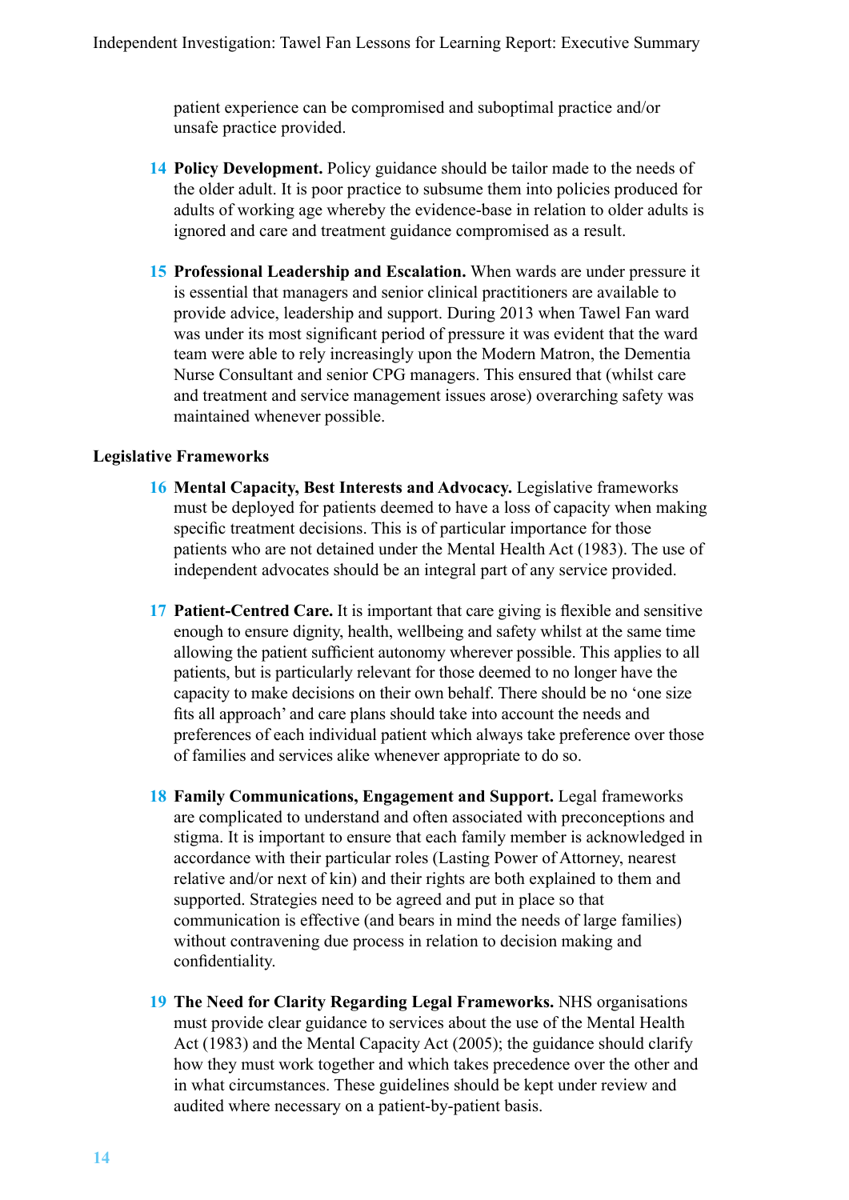patient experience can be compromised and suboptimal practice and/or unsafe practice provided.

14 **Policy Development.** Policy guidance should be tailor made to the needs of the older adult. It is poor practice to subsume them into policies produced for adults of working age whereby the evidence-base in relation to older adults is ignored and care and treatment guidance compromised as a result.

15 **Professional Leadership and Escalation.** When wards are under pressure it is essential that managers and senior clinical practitioners are available to provide advice, leadership and support. During 2013 when Tawel Fan ward was under its most significant period of pressure it was evident that the ward team were able to rely increasingly upon the Modern Matron, the Dementia Nurse Consultant and senior CPG managers. This ensured that (whilst care and treatment and service management issues arose) overarching safety was maintained whenever possible.

**Legislative Frameworks**

16 **Mental Capacity, Best Interests and Advocacy.** Legislative frameworks must be deployed for patients deemed to have a loss of capacity when making specific treatment decisions. This is of particular importance for those patients who are not detained under the Mental Health Act (1983). The use of independent advocates should be an integral part of any service provided.

17 **Patient-Centred Care.** It is important that care giving is flexible and sensitive enough to ensure dignity, health, wellbeing and safety whilst at the same time allowing the patient sufficient autonomy wherever possible. This applies to all patients, but is particularly relevant for those deemed to no longer have the capacity to make decisions on their own behalf. There should be no 'one size fits all approach' and care plans should take into account the needs and preferences of each individual patient which always take preference over those of families and services alike whenever appropriate to do so.

18 **Family Communications, Engagement and Support.** Legal frameworks are complicated to understand and often associated with preconceptions and stigma. It is important to ensure that each family member is acknowledged in accordance with their particular roles (Lasting Power of Attorney, nearest relative and/or next of kin) and their rights are both explained to them and supported. Strategies need to be agreed and put in place so that communication is effective (and bears in mind the needs of large families) without contravening due process in relation to decision making and confidentiality.

19 **The Need for Clarity Regarding Legal Frameworks.** NHS organisations must provide clear guidance to services about the use of the Mental Health Act (1983) and the Mental Capacity Act (2005); the guidance should clarify how they must work together and which takes precedence over the other and in what circumstances. These guidelines should be kept under review and audited where necessary on a patient-by-patient basis.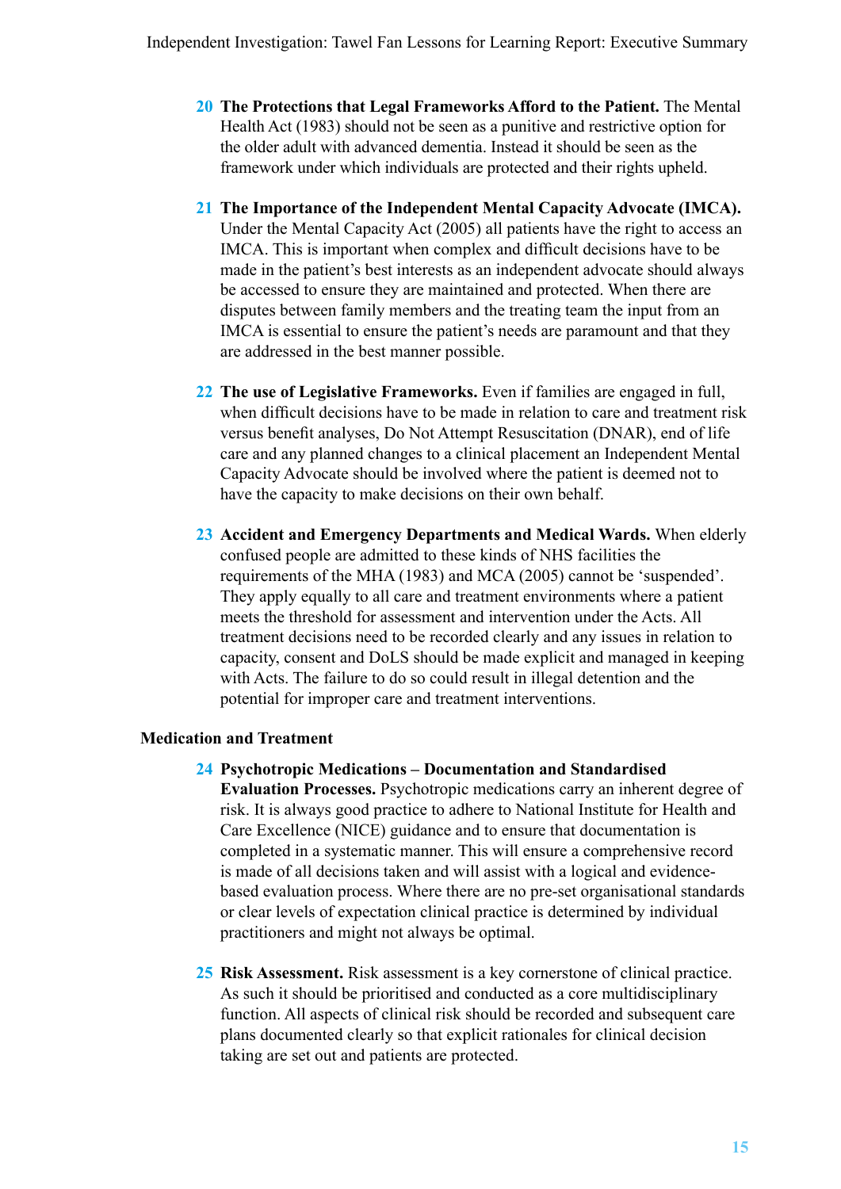20 **The Protections that Legal Frameworks Afford to the Patient.** The Mental Health Act (1983) should not be seen as a punitive and restrictive option for the older adult with advanced dementia. Instead it should be seen as the framework under which individuals are protected and their rights upheld.

21 **The Importance of the Independent Mental Capacity Advocate (IMCA).** Under the Mental Capacity Act (2005) all patients have the right to access an IMCA. This is important when complex and difficult decisions have to be made in the patient's best interests as an independent advocate should always be accessed to ensure they are maintained and protected. When there are disputes between family members and the treating team the input from an IMCA is essential to ensure the patient's needs are paramount and that they are addressed in the best manner possible.

22 **The use of Legislative Frameworks.** Even if families are engaged in full, when difficult decisions have to be made in relation to care and treatment risk versus benefit analyses, Do Not Attempt Resuscitation (DNAR), end of life care and any planned changes to a clinical placement an Independent Mental Capacity Advocate should be involved where the patient is deemed not to have the capacity to make decisions on their own behalf.

23 **Accident and Emergency Departments and Medical Wards.** When elderly confused people are admitted to these kinds of NHS facilities the requirements of the MHA (1983) and MCA (2005) cannot be 'suspended'. They apply equally to all care and treatment environments where a patient meets the threshold for assessment and intervention under the Acts. All treatment decisions need to be recorded clearly and any issues in relation to capacity, consent and DoLS should be made explicit and managed in keeping with Acts. The failure to do so could result in illegal detention and the potential for improper care and treatment interventions.

**Medication and Treatment**

24 **Psychotropic Medications – Documentation and Standardised Evaluation Processes.** Psychotropic medications carry an inherent degree of risk. It is always good practice to adhere to National Institute for Health and Care Excellence (NICE) guidance and to ensure that documentation is completed in a systematic manner. This will ensure a comprehensive record is made of all decisions taken and will assist with a logical and evidence-based evaluation process. Where there are no pre-set organisational standards or clear levels of expectation clinical practice is determined by individual practitioners and might not always be optimal.

25 **Risk Assessment.** Risk assessment is a key cornerstone of clinical practice. As such it should be prioritised and conducted as a core multidisciplinary function. All aspects of clinical risk should be recorded and subsequent care plans documented clearly so that explicit rationales for clinical decision taking are set out and patients are protected.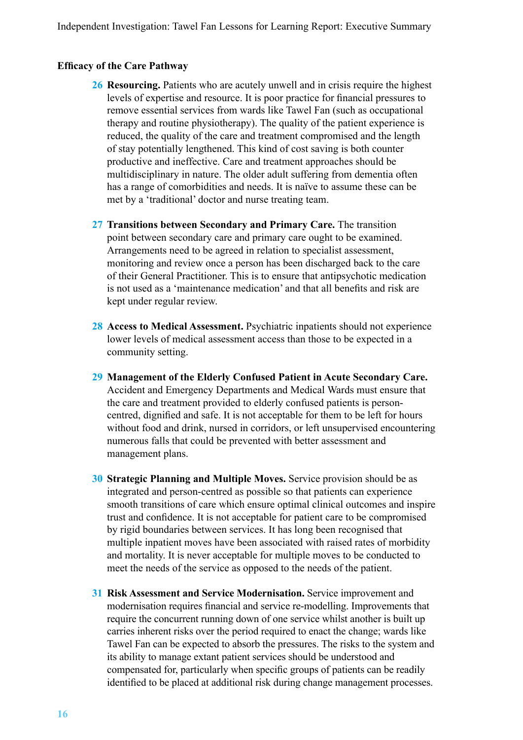**Efficacy of the Care Pathway**

26 **Resourcing.** Patients who are acutely unwell and in crisis require the highest levels of expertise and resource. It is poor practice for financial pressures to remove essential services from wards like Tawel Fan (such as occupational therapy and routine physiotherapy). The quality of the patient experience is reduced, the quality of the care and treatment compromised and the length of stay potentially lengthened. This kind of cost saving is both counter productive and ineffective. Care and treatment approaches should be multidisciplinary in nature. The older adult suffering from dementia often has a range of comorbidities and needs. It is naïve to assume these can be met by a 'traditional' doctor and nurse treating team.

27 **Transitions between Secondary and Primary Care.** The transition point between secondary care and primary care ought to be examined. Arrangements need to be agreed in relation to specialist assessment, monitoring and review once a person has been discharged back to the care of their General Practitioner. This is to ensure that antipsychotic medication is not used as a 'maintenance medication' and that all benefits and risk are kept under regular review.

28 **Access to Medical Assessment.** Psychiatric inpatients should not experience lower levels of medical assessment access than those to be expected in a community setting.

29 **Management of the Elderly Confused Patient in Acute Secondary Care.** Accident and Emergency Departments and Medical Wards must ensure that the care and treatment provided to elderly confused patients is person-centred, dignified and safe. It is not acceptable for them to be left for hours without food and drink, nursed in corridors, or left unsupervised encountering numerous falls that could be prevented with better assessment and management plans.

30 **Strategic Planning and Multiple Moves.** Service provision should be as integrated and person-centred as possible so that patients can experience smooth transitions of care which ensure optimal clinical outcomes and inspire trust and confidence. It is not acceptable for patient care to be compromised by rigid boundaries between services. It has long been recognised that multiple inpatient moves have been associated with raised rates of morbidity and mortality. It is never acceptable for multiple moves to be conducted to meet the needs of the service as opposed to the needs of the patient.

31 **Risk Assessment and Service Modernisation.** Service improvement and modernisation requires financial and service re-modelling. Improvements that require the concurrent running down of one service whilst another is built up carries inherent risks over the period required to enact the change; wards like Tawel Fan can be expected to absorb the pressures. The risks to the system and its ability to manage extant patient services should be understood and compensated for, particularly when specific groups of patients can be readily identified to be placed at additional risk during change management processes.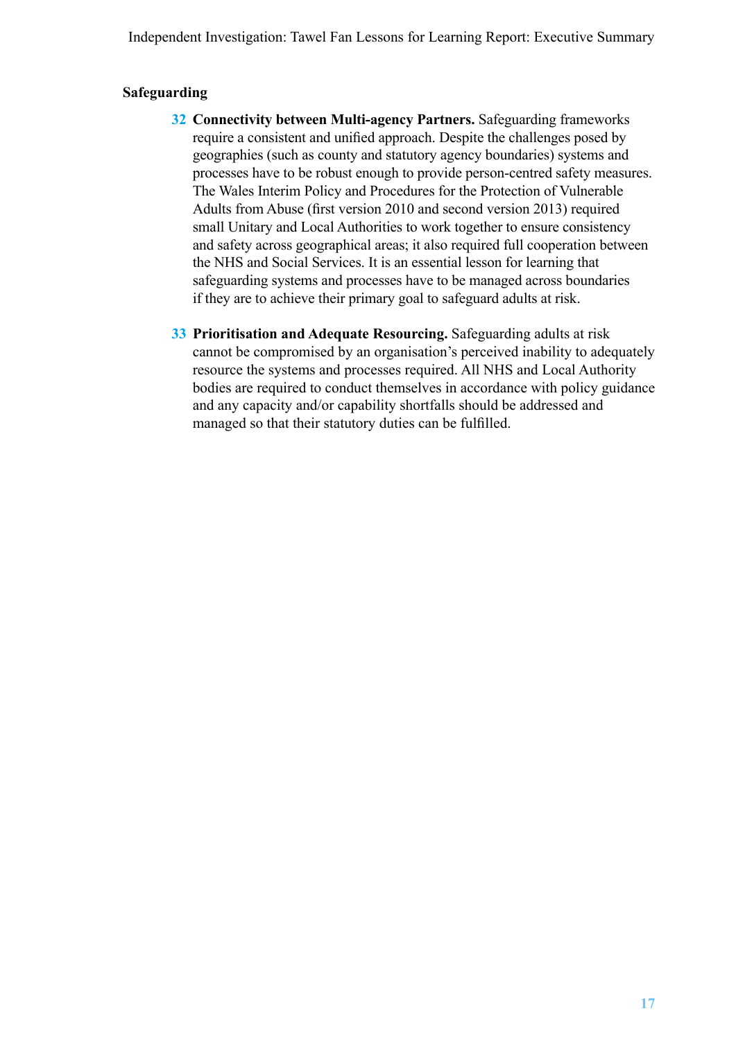### Safeguarding

**32** **Connectivity between Multi-agency Partners.** Safeguarding frameworks require a consistent and unified approach. Despite the challenges posed by geographies (such as county and statutory agency boundaries) systems and processes have to be robust enough to provide person-centred safety measures. The Wales Interim Policy and Procedures for the Protection of Vulnerable Adults from Abuse (first version 2010 and second version 2013) required small Unitary and Local Authorities to work together to ensure consistency and safety across geographical areas; it also required full cooperation between the NHS and Social Services. It is an essential lesson for learning that safeguarding systems and processes have to be managed across boundaries if they are to achieve their primary goal to safeguard adults at risk.

**33** **Prioritisation and Adequate Resourcing.** Safeguarding adults at risk cannot be compromised by an organisation's perceived inability to adequately resource the systems and processes required. All NHS and Local Authority bodies are required to conduct themselves in accordance with policy guidance and any capacity and/or capability shortfalls should be addressed and managed so that their statutory duties can be fulfilled.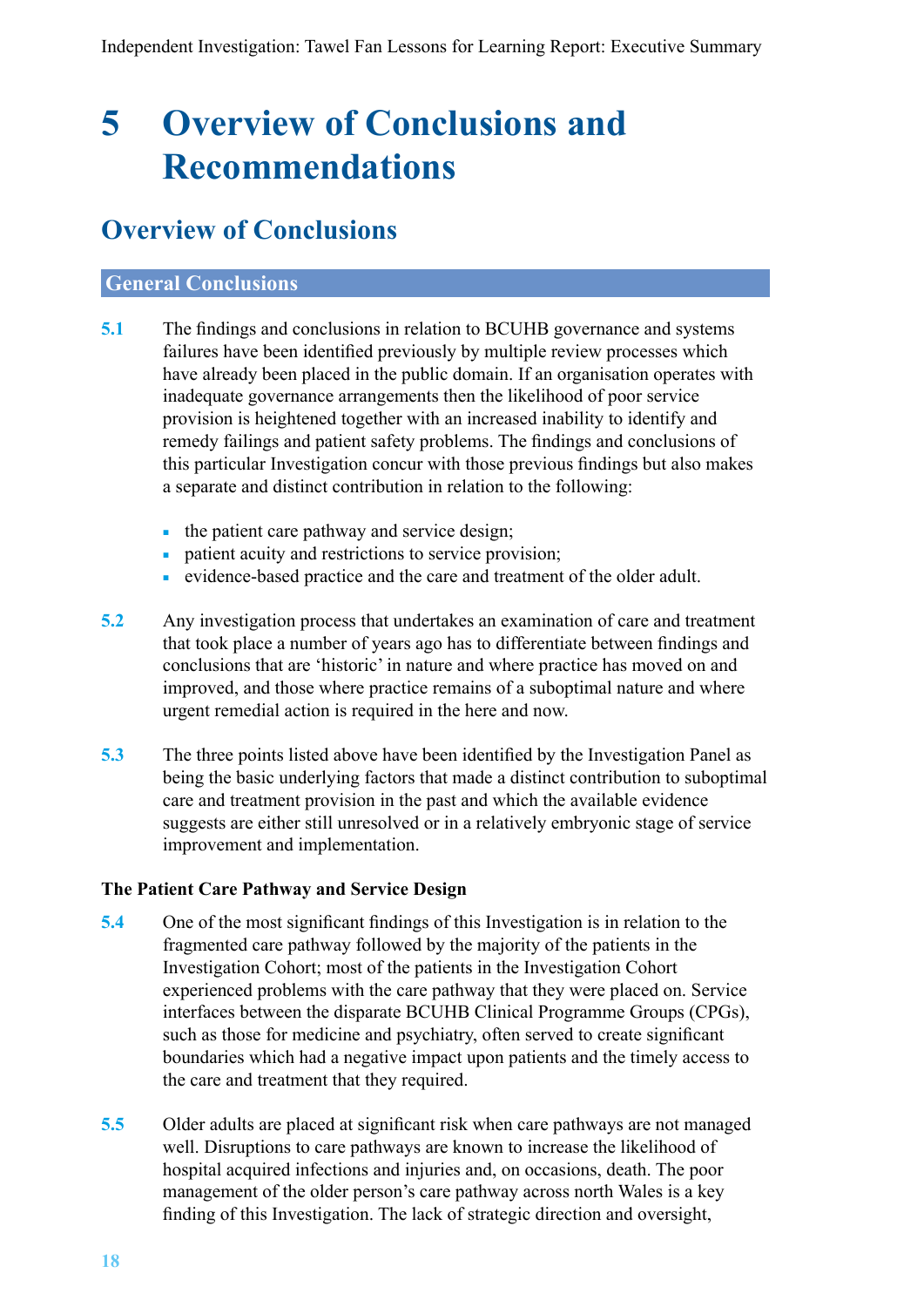# 5 Overview of Conclusions and Recommendations

## Overview of Conclusions

### General Conclusions

**5.1** The findings and conclusions in relation to BCUHB governance and systems failures have been identified previously by multiple review processes which have already been placed in the public domain. If an organisation operates with inadequate governance arrangements then the likelihood of poor service provision is heightened together with an increased inability to identify and remedy failings and patient safety problems. The findings and conclusions of this particular Investigation concur with those previous findings but also makes a separate and distinct contribution in relation to the following:

- the patient care pathway and service design;
- patient acuity and restrictions to service provision;
- evidence-based practice and the care and treatment of the older adult.

**5.2** Any investigation process that undertakes an examination of care and treatment that took place a number of years ago has to differentiate between findings and conclusions that are 'historic' in nature and where practice has moved on and improved, and those where practice remains of a suboptimal nature and where urgent remedial action is required in the here and now.

**5.3** The three points listed above have been identified by the Investigation Panel as being the basic underlying factors that made a distinct contribution to suboptimal care and treatment provision in the past and which the available evidence suggests are either still unresolved or in a relatively embryonic stage of service improvement and implementation.

**The Patient Care Pathway and Service Design**

**5.4** One of the most significant findings of this Investigation is in relation to the fragmented care pathway followed by the majority of the patients in the Investigation Cohort; most of the patients in the Investigation Cohort experienced problems with the care pathway that they were placed on. Service interfaces between the disparate BCUHB Clinical Programme Groups (CPGs), such as those for medicine and psychiatry, often served to create significant boundaries which had a negative impact upon patients and the timely access to the care and treatment that they required.

**5.5** Older adults are placed at significant risk when care pathways are not managed well. Disruptions to care pathways are known to increase the likelihood of hospital acquired infections and injuries and, on occasions, death. The poor management of the older person's care pathway across north Wales is a key finding of this Investigation. The lack of strategic direction and oversight,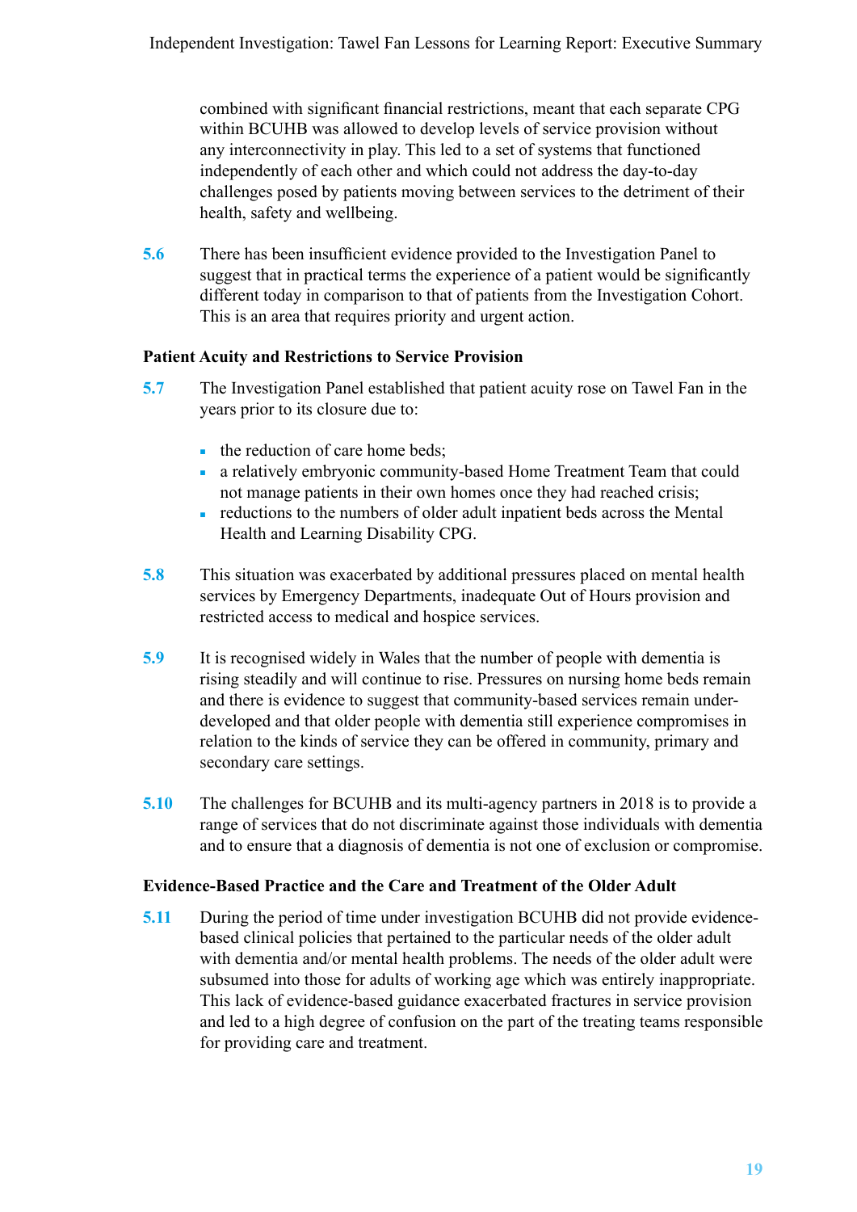combined with significant financial restrictions, meant that each separate CPG within BCUHB was allowed to develop levels of service provision without any interconnectivity in play. This led to a set of systems that functioned independently of each other and which could not address the day-to-day challenges posed by patients moving between services to the detriment of their health, safety and wellbeing.

**5.6** There has been insufficient evidence provided to the Investigation Panel to suggest that in practical terms the experience of a patient would be significantly different today in comparison to that of patients from the Investigation Cohort. This is an area that requires priority and urgent action.

### Patient Acuity and Restrictions to Service Provision

**5.7** The Investigation Panel established that patient acuity rose on Tawel Fan in the years prior to its closure due to:

- the reduction of care home beds;
- a relatively embryonic community-based Home Treatment Team that could not manage patients in their own homes once they had reached crisis;
- reductions to the numbers of older adult inpatient beds across the Mental Health and Learning Disability CPG.

**5.8** This situation was exacerbated by additional pressures placed on mental health services by Emergency Departments, inadequate Out of Hours provision and restricted access to medical and hospice services.

**5.9** It is recognised widely in Wales that the number of people with dementia is rising steadily and will continue to rise. Pressures on nursing home beds remain and there is evidence to suggest that community-based services remain under-developed and that older people with dementia still experience compromises in relation to the kinds of service they can be offered in community, primary and secondary care settings.

**5.10** The challenges for BCUHB and its multi-agency partners in 2018 is to provide a range of services that do not discriminate against those individuals with dementia and to ensure that a diagnosis of dementia is not one of exclusion or compromise.

### Evidence-Based Practice and the Care and Treatment of the Older Adult

**5.11** During the period of time under investigation BCUHB did not provide evidence-based clinical policies that pertained to the particular needs of the older adult with dementia and/or mental health problems. The needs of the older adult were subsumed into those for adults of working age which was entirely inappropriate. This lack of evidence-based guidance exacerbated fractures in service provision and led to a high degree of confusion on the part of the treating teams responsible for providing care and treatment.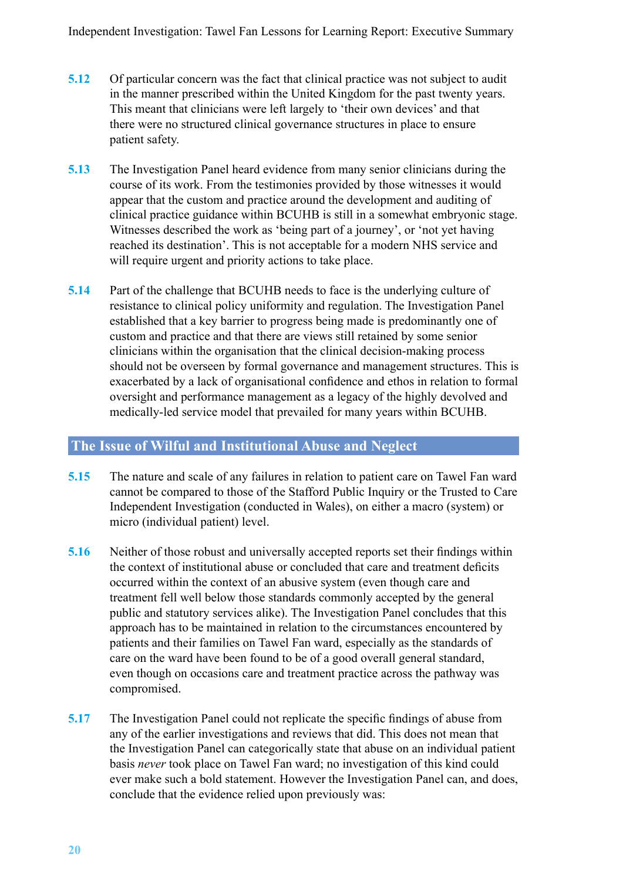**5.12** Of particular concern was the fact that clinical practice was not subject to audit in the manner prescribed within the United Kingdom for the past twenty years. This meant that clinicians were left largely to 'their own devices' and that there were no structured clinical governance structures in place to ensure patient safety.

**5.13** The Investigation Panel heard evidence from many senior clinicians during the course of its work. From the testimonies provided by those witnesses it would appear that the custom and practice around the development and auditing of clinical practice guidance within BCUHB is still in a somewhat embryonic stage. Witnesses described the work as 'being part of a journey', or 'not yet having reached its destination'. This is not acceptable for a modern NHS service and will require urgent and priority actions to take place.

**5.14** Part of the challenge that BCUHB needs to face is the underlying culture of resistance to clinical policy uniformity and regulation. The Investigation Panel established that a key barrier to progress being made is predominantly one of custom and practice and that there are views still retained by some senior clinicians within the organisation that the clinical decision-making process should not be overseen by formal governance and management structures. This is exacerbated by a lack of organisational confidence and ethos in relation to formal oversight and performance management as a legacy of the highly devolved and medically-led service model that prevailed for many years within BCUHB.

## The Issue of Wilful and Institutional Abuse and Neglect

**5.15** The nature and scale of any failures in relation to patient care on Tawel Fan ward cannot be compared to those of the Stafford Public Inquiry or the Trusted to Care Independent Investigation (conducted in Wales), on either a macro (system) or micro (individual patient) level.

**5.16** Neither of those robust and universally accepted reports set their findings within the context of institutional abuse or concluded that care and treatment deficits occurred within the context of an abusive system (even though care and treatment fell well below those standards commonly accepted by the general public and statutory services alike). The Investigation Panel concludes that this approach has to be maintained in relation to the circumstances encountered by patients and their families on Tawel Fan ward, especially as the standards of care on the ward have been found to be of a good overall general standard, even though on occasions care and treatment practice across the pathway was compromised.

**5.17** The Investigation Panel could not replicate the specific findings of abuse from any of the earlier investigations and reviews that did. This does not mean that the Investigation Panel can categorically state that abuse on an individual patient basis *never* took place on Tawel Fan ward; no investigation of this kind could ever make such a bold statement. However the Investigation Panel can, and does, conclude that the evidence relied upon previously was: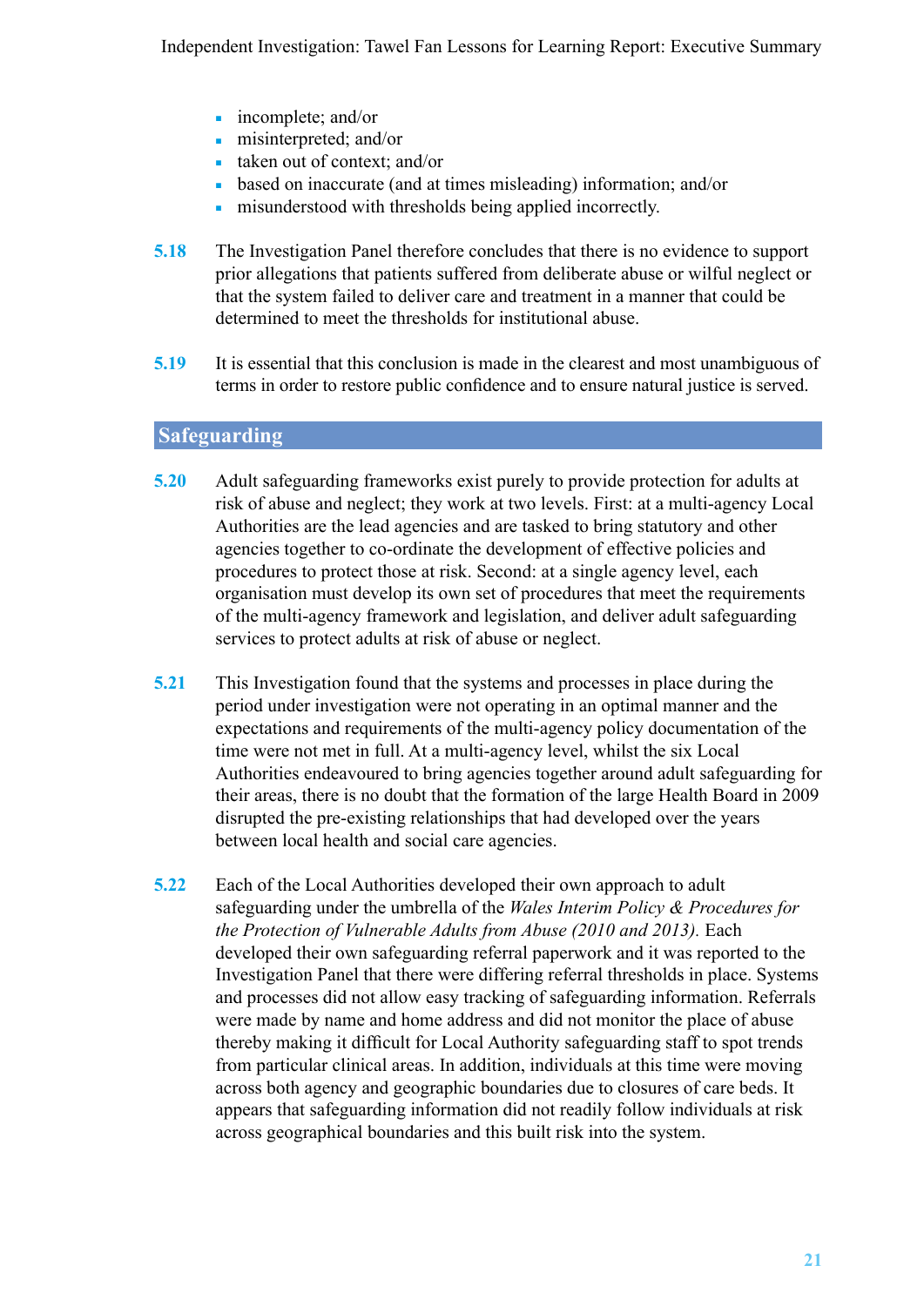- incomplete; and/or
- misinterpreted; and/or
- taken out of context; and/or
- based on inaccurate (and at times misleading) information; and/or
- misunderstood with thresholds being applied incorrectly.

**5.18** The Investigation Panel therefore concludes that there is no evidence to support prior allegations that patients suffered from deliberate abuse or wilful neglect or that the system failed to deliver care and treatment in a manner that could be determined to meet the thresholds for institutional abuse.

**5.19** It is essential that this conclusion is made in the clearest and most unambiguous of terms in order to restore public confidence and to ensure natural justice is served.

## Safeguarding

**5.20** Adult safeguarding frameworks exist purely to provide protection for adults at risk of abuse and neglect; they work at two levels. First: at a multi-agency Local Authorities are the lead agencies and are tasked to bring statutory and other agencies together to co-ordinate the development of effective policies and procedures to protect those at risk. Second: at a single agency level, each organisation must develop its own set of procedures that meet the requirements of the multi-agency framework and legislation, and deliver adult safeguarding services to protect adults at risk of abuse or neglect.

**5.21** This Investigation found that the systems and processes in place during the period under investigation were not operating in an optimal manner and the expectations and requirements of the multi-agency policy documentation of the time were not met in full. At a multi-agency level, whilst the six Local Authorities endeavoured to bring agencies together around adult safeguarding for their areas, there is no doubt that the formation of the large Health Board in 2009 disrupted the pre-existing relationships that had developed over the years between local health and social care agencies.

**5.22** Each of the Local Authorities developed their own approach to adult safeguarding under the umbrella of the *Wales Interim Policy & Procedures for the Protection of Vulnerable Adults from Abuse (2010 and 2013).* Each developed their own safeguarding referral paperwork and it was reported to the Investigation Panel that there were differing referral thresholds in place. Systems and processes did not allow easy tracking of safeguarding information. Referrals were made by name and home address and did not monitor the place of abuse thereby making it difficult for Local Authority safeguarding staff to spot trends from particular clinical areas. In addition, individuals at this time were moving across both agency and geographic boundaries due to closures of care beds. It appears that safeguarding information did not readily follow individuals at risk across geographical boundaries and this built risk into the system.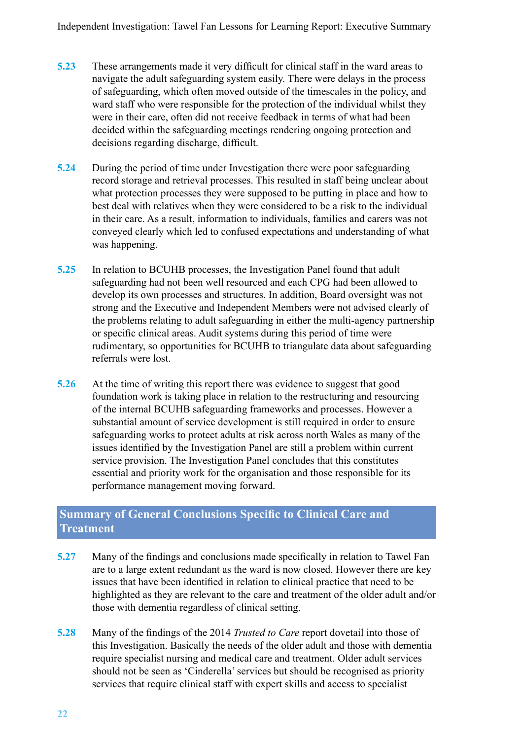**5.23** These arrangements made it very difficult for clinical staff in the ward areas to navigate the adult safeguarding system easily. There were delays in the process of safeguarding, which often moved outside of the timescales in the policy, and ward staff who were responsible for the protection of the individual whilst they were in their care, often did not receive feedback in terms of what had been decided within the safeguarding meetings rendering ongoing protection and decisions regarding discharge, difficult.

**5.24** During the period of time under Investigation there were poor safeguarding record storage and retrieval processes. This resulted in staff being unclear about what protection processes they were supposed to be putting in place and how to best deal with relatives when they were considered to be a risk to the individual in their care. As a result, information to individuals, families and carers was not conveyed clearly which led to confused expectations and understanding of what was happening.

**5.25** In relation to BCUHB processes, the Investigation Panel found that adult safeguarding had not been well resourced and each CPG had been allowed to develop its own processes and structures. In addition, Board oversight was not strong and the Executive and Independent Members were not advised clearly of the problems relating to adult safeguarding in either the multi-agency partnership or specific clinical areas. Audit systems during this period of time were rudimentary, so opportunities for BCUHB to triangulate data about safeguarding referrals were lost.

**5.26** At the time of writing this report there was evidence to suggest that good foundation work is taking place in relation to the restructuring and resourcing of the internal BCUHB safeguarding frameworks and processes. However a substantial amount of service development is still required in order to ensure safeguarding works to protect adults at risk across north Wales as many of the issues identified by the Investigation Panel are still a problem within current service provision. The Investigation Panel concludes that this constitutes essential and priority work for the organisation and those responsible for its performance management moving forward.

## Summary of General Conclusions Specific to Clinical Care and Treatment

**5.27** Many of the findings and conclusions made specifically in relation to Tawel Fan are to a large extent redundant as the ward is now closed. However there are key issues that have been identified in relation to clinical practice that need to be highlighted as they are relevant to the care and treatment of the older adult and/or those with dementia regardless of clinical setting.

**5.28** Many of the findings of the 2014 *Trusted to Care* report dovetail into those of this Investigation. Basically the needs of the older adult and those with dementia require specialist nursing and medical care and treatment. Older adult services should not be seen as 'Cinderella' services but should be recognised as priority services that require clinical staff with expert skills and access to specialist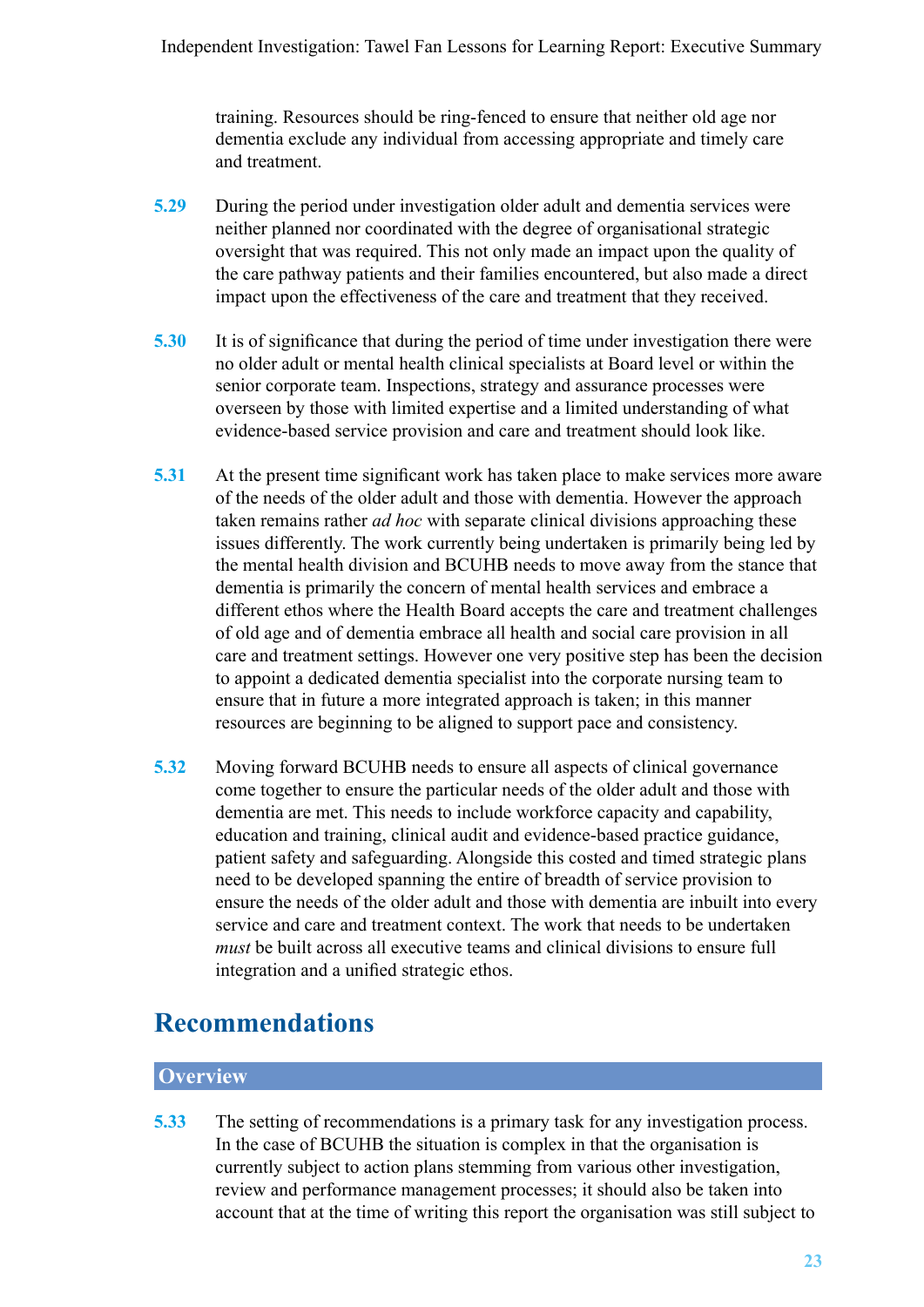training. Resources should be ring-fenced to ensure that neither old age nor dementia exclude any individual from accessing appropriate and timely care and treatment.

**5.29** During the period under investigation older adult and dementia services were neither planned nor coordinated with the degree of organisational strategic oversight that was required. This not only made an impact upon the quality of the care pathway patients and their families encountered, but also made a direct impact upon the effectiveness of the care and treatment that they received.

**5.30** It is of significance that during the period of time under investigation there were no older adult or mental health clinical specialists at Board level or within the senior corporate team. Inspections, strategy and assurance processes were overseen by those with limited expertise and a limited understanding of what evidence-based service provision and care and treatment should look like.

**5.31** At the present time significant work has taken place to make services more aware of the needs of the older adult and those with dementia. However the approach taken remains rather *ad hoc* with separate clinical divisions approaching these issues differently. The work currently being undertaken is primarily being led by the mental health division and BCUHB needs to move away from the stance that dementia is primarily the concern of mental health services and embrace a different ethos where the Health Board accepts the care and treatment challenges of old age and of dementia embrace all health and social care provision in all care and treatment settings. However one very positive step has been the decision to appoint a dedicated dementia specialist into the corporate nursing team to ensure that in future a more integrated approach is taken; in this manner resources are beginning to be aligned to support pace and consistency.

**5.32** Moving forward BCUHB needs to ensure all aspects of clinical governance come together to ensure the particular needs of the older adult and those with dementia are met. This needs to include workforce capacity and capability, education and training, clinical audit and evidence-based practice guidance, patient safety and safeguarding. Alongside this costed and timed strategic plans need to be developed spanning the entire of breadth of service provision to ensure the needs of the older adult and those with dementia are inbuilt into every service and care and treatment context. The work that needs to be undertaken *must* be built across all executive teams and clinical divisions to ensure full integration and a unified strategic ethos.

## Recommendations

### Overview

**5.33** The setting of recommendations is a primary task for any investigation process. In the case of BCUHB the situation is complex in that the organisation is currently subject to action plans stemming from various other investigation, review and performance management processes; it should also be taken into account that at the time of writing this report the organisation was still subject to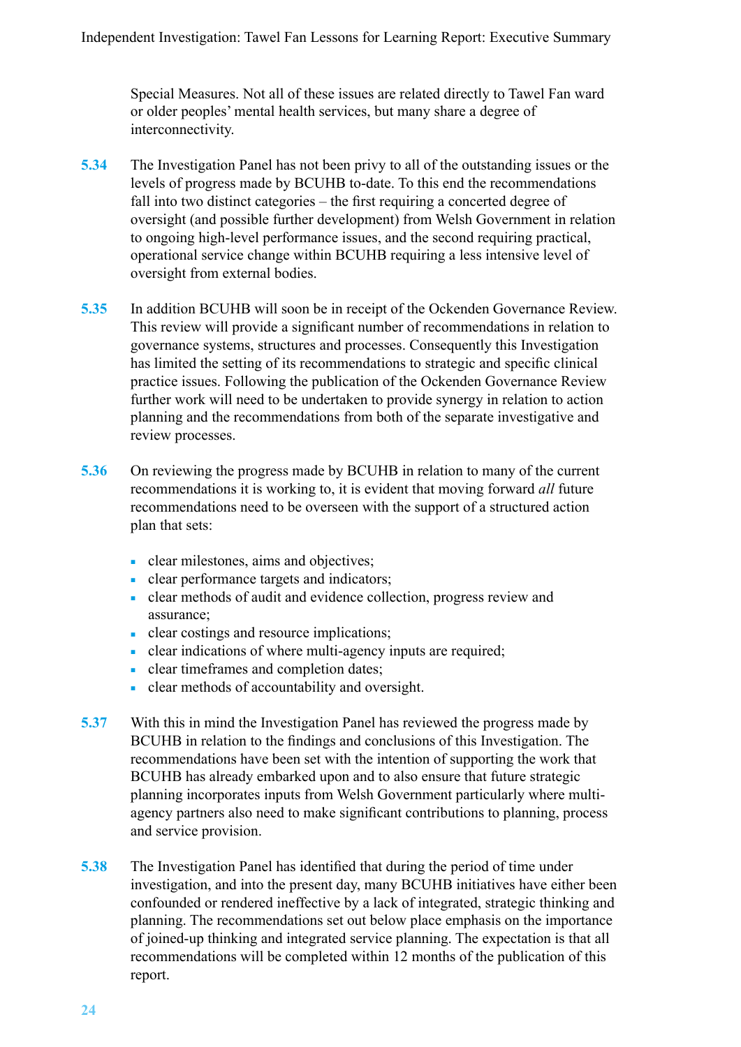Special Measures. Not all of these issues are related directly to Tawel Fan ward or older peoples' mental health services, but many share a degree of interconnectivity.

**5.34** The Investigation Panel has not been privy to all of the outstanding issues or the levels of progress made by BCUHB to-date. To this end the recommendations fall into two distinct categories – the first requiring a concerted degree of oversight (and possible further development) from Welsh Government in relation to ongoing high-level performance issues, and the second requiring practical, operational service change within BCUHB requiring a less intensive level of oversight from external bodies.

**5.35** In addition BCUHB will soon be in receipt of the Ockenden Governance Review. This review will provide a significant number of recommendations in relation to governance systems, structures and processes. Consequently this Investigation has limited the setting of its recommendations to strategic and specific clinical practice issues. Following the publication of the Ockenden Governance Review further work will need to be undertaken to provide synergy in relation to action planning and the recommendations from both of the separate investigative and review processes.

**5.36** On reviewing the progress made by BCUHB in relation to many of the current recommendations it is working to, it is evident that moving forward *all* future recommendations need to be overseen with the support of a structured action plan that sets:

- clear milestones, aims and objectives;
- clear performance targets and indicators;
- clear methods of audit and evidence collection, progress review and assurance;
- clear costings and resource implications;
- clear indications of where multi-agency inputs are required;
- clear timeframes and completion dates;
- clear methods of accountability and oversight.

**5.37** With this in mind the Investigation Panel has reviewed the progress made by BCUHB in relation to the findings and conclusions of this Investigation. The recommendations have been set with the intention of supporting the work that BCUHB has already embarked upon and to also ensure that future strategic planning incorporates inputs from Welsh Government particularly where multi-agency partners also need to make significant contributions to planning, process and service provision.

**5.38** The Investigation Panel has identified that during the period of time under investigation, and into the present day, many BCUHB initiatives have either been confounded or rendered ineffective by a lack of integrated, strategic thinking and planning. The recommendations set out below place emphasis on the importance of joined-up thinking and integrated service planning. The expectation is that all recommendations will be completed within 12 months of the publication of this report.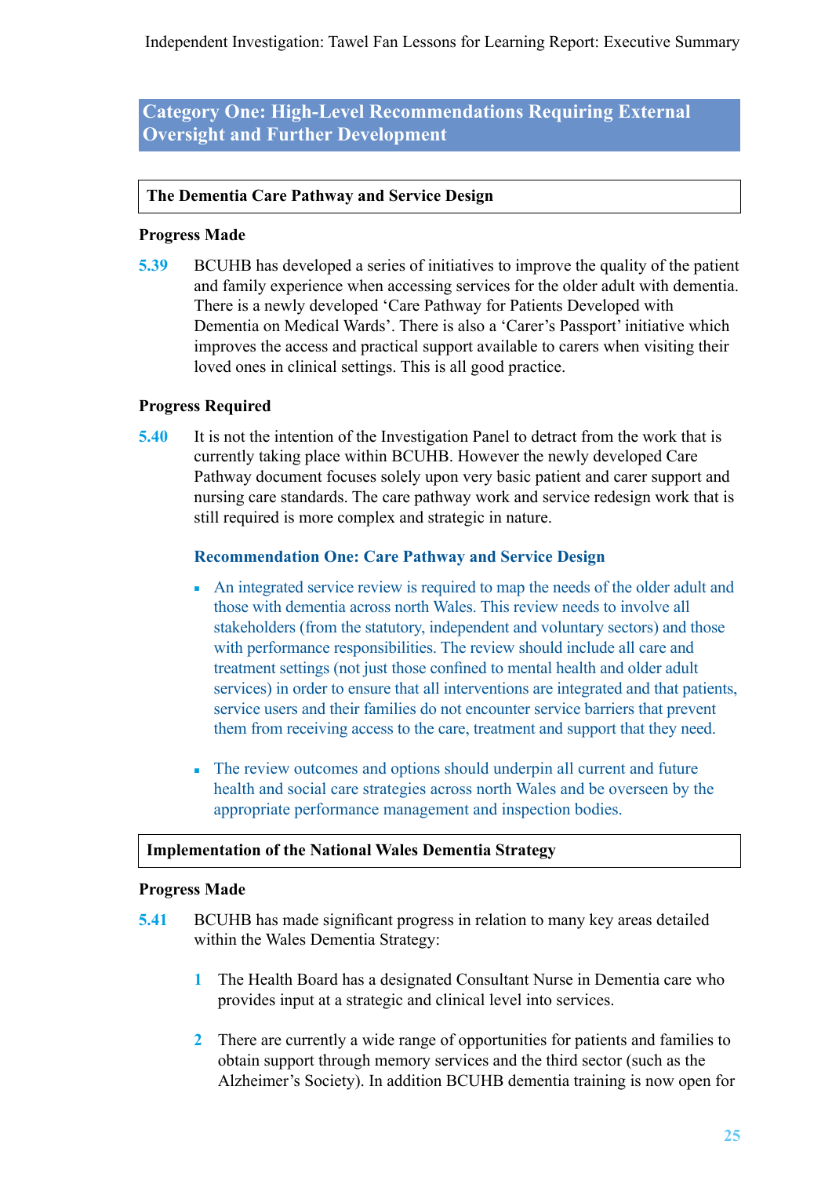## Category One: High-Level Recommendations Requiring External Oversight and Further Development

### The Dementia Care Pathway and Service Design

**Progress Made**

**5.39** BCUHB has developed a series of initiatives to improve the quality of the patient and family experience when accessing services for the older adult with dementia. There is a newly developed 'Care Pathway for Patients Developed with Dementia on Medical Wards'. There is also a 'Carer's Passport' initiative which improves the access and practical support available to carers when visiting their loved ones in clinical settings. This is all good practice.

**Progress Required**

**5.40** It is not the intention of the Investigation Panel to detract from the work that is currently taking place within BCUHB. However the newly developed Care Pathway document focuses solely upon very basic patient and carer support and nursing care standards. The care pathway work and service redesign work that is still required is more complex and strategic in nature.

**Recommendation One: Care Pathway and Service Design**

- An integrated service review is required to map the needs of the older adult and those with dementia across north Wales. This review needs to involve all stakeholders (from the statutory, independent and voluntary sectors) and those with performance responsibilities. The review should include all care and treatment settings (not just those confined to mental health and older adult services) in order to ensure that all interventions are integrated and that patients, service users and their families do not encounter service barriers that prevent them from receiving access to the care, treatment and support that they need.
- The review outcomes and options should underpin all current and future health and social care strategies across north Wales and be overseen by the appropriate performance management and inspection bodies.

### Implementation of the National Wales Dementia Strategy

**Progress Made**

**5.41** BCUHB has made significant progress in relation to many key areas detailed within the Wales Dementia Strategy:

1. The Health Board has a designated Consultant Nurse in Dementia care who provides input at a strategic and clinical level into services.
2. There are currently a wide range of opportunities for patients and families to obtain support through memory services and the third sector (such as the Alzheimer's Society). In addition BCUHB dementia training is now open for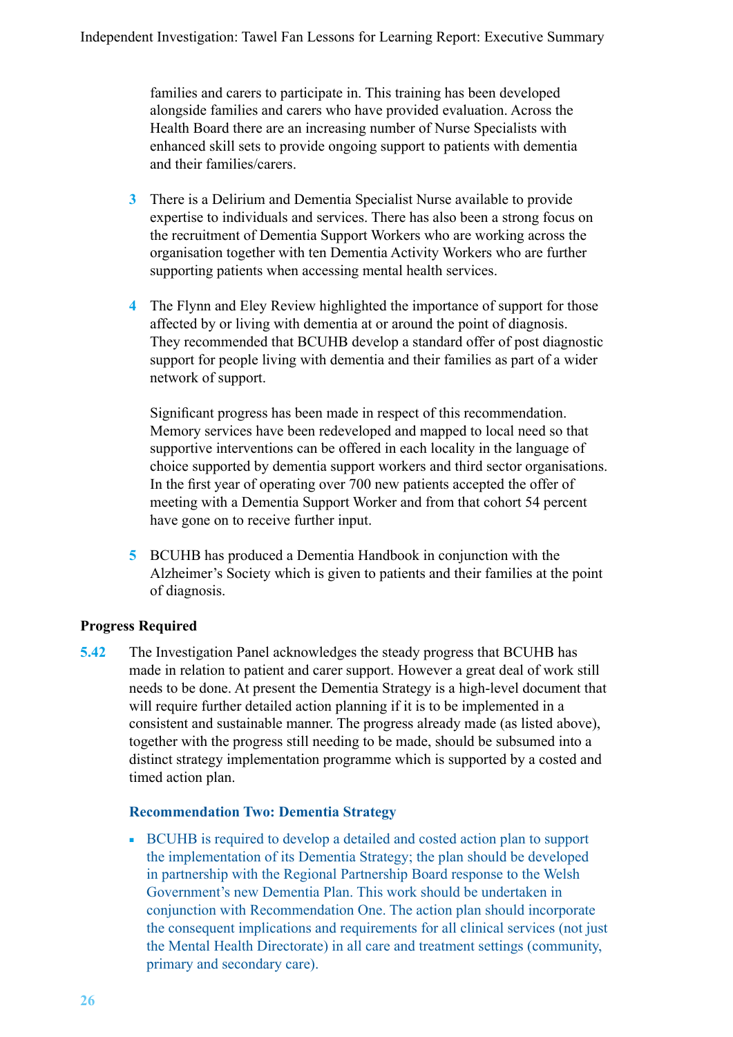families and carers to participate in. This training has been developed alongside families and carers who have provided evaluation. Across the Health Board there are an increasing number of Nurse Specialists with enhanced skill sets to provide ongoing support to patients with dementia and their families/carers.

3. There is a Delirium and Dementia Specialist Nurse available to provide expertise to individuals and services. There has also been a strong focus on the recruitment of Dementia Support Workers who are working across the organisation together with ten Dementia Activity Workers who are further supporting patients when accessing mental health services.

4. The Flynn and Eley Review highlighted the importance of support for those affected by or living with dementia at or around the point of diagnosis. They recommended that BCUHB develop a standard offer of post diagnostic support for people living with dementia and their families as part of a wider network of support.

   Significant progress has been made in respect of this recommendation. Memory services have been redeveloped and mapped to local need so that supportive interventions can be offered in each locality in the language of choice supported by dementia support workers and third sector organisations. In the first year of operating over 700 new patients accepted the offer of meeting with a Dementia Support Worker and from that cohort 54 percent have gone on to receive further input.

5. BCUHB has produced a Dementia Handbook in conjunction with the Alzheimer's Society which is given to patients and their families at the point of diagnosis.

**Progress Required**

**5.42** The Investigation Panel acknowledges the steady progress that BCUHB has made in relation to patient and carer support. However a great deal of work still needs to be done. At present the Dementia Strategy is a high-level document that will require further detailed action planning if it is to be implemented in a consistent and sustainable manner. The progress already made (as listed above), together with the progress still needing to be made, should be subsumed into a distinct strategy implementation programme which is supported by a costed and timed action plan.

**Recommendation Two: Dementia Strategy**

- BCUHB is required to develop a detailed and costed action plan to support the implementation of its Dementia Strategy; the plan should be developed in partnership with the Regional Partnership Board response to the Welsh Government's new Dementia Plan. This work should be undertaken in conjunction with Recommendation One. The action plan should incorporate the consequent implications and requirements for all clinical services (not just the Mental Health Directorate) in all care and treatment settings (community, primary and secondary care).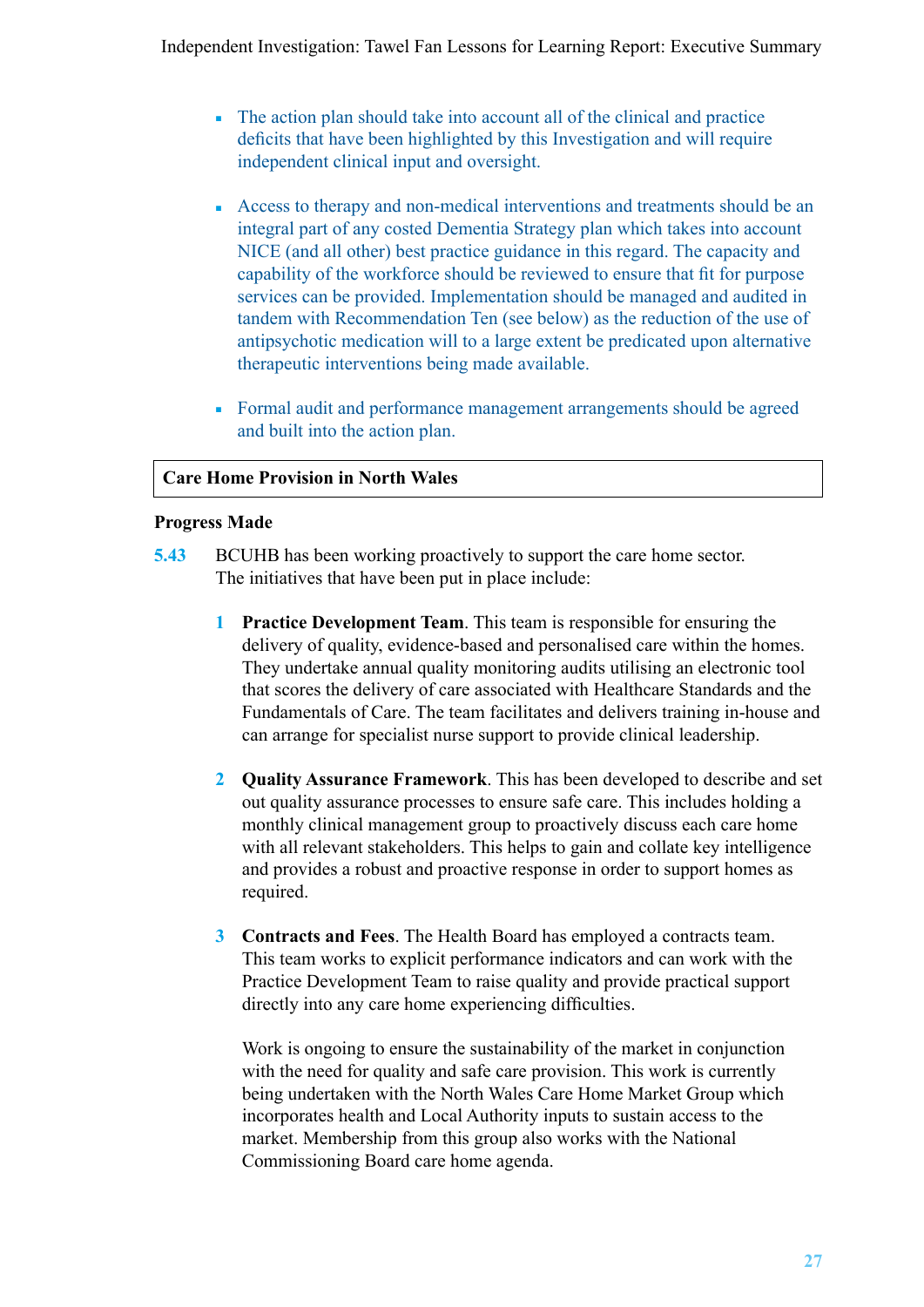- The action plan should take into account all of the clinical and practice deficits that have been highlighted by this Investigation and will require independent clinical input and oversight.
- Access to therapy and non-medical interventions and treatments should be an integral part of any costed Dementia Strategy plan which takes into account NICE (and all other) best practice guidance in this regard. The capacity and capability of the workforce should be reviewed to ensure that fit for purpose services can be provided. Implementation should be managed and audited in tandem with Recommendation Ten (see below) as the reduction of the use of antipsychotic medication will to a large extent be predicated upon alternative therapeutic interventions being made available.
- Formal audit and performance management arrangements should be agreed and built into the action plan.

## Care Home Provision in North Wales

**Progress Made**

**5.43** BCUHB has been working proactively to support the care home sector. The initiatives that have been put in place include:

1. **Practice Development Team**. This team is responsible for ensuring the delivery of quality, evidence-based and personalised care within the homes. They undertake annual quality monitoring audits utilising an electronic tool that scores the delivery of care associated with Healthcare Standards and the Fundamentals of Care. The team facilitates and delivers training in-house and can arrange for specialist nurse support to provide clinical leadership.

2. **Quality Assurance Framework**. This has been developed to describe and set out quality assurance processes to ensure safe care. This includes holding a monthly clinical management group to proactively discuss each care home with all relevant stakeholders. This helps to gain and collate key intelligence and provides a robust and proactive response in order to support homes as required.

3. **Contracts and Fees**. The Health Board has employed a contracts team. This team works to explicit performance indicators and can work with the Practice Development Team to raise quality and provide practical support directly into any care home experiencing difficulties.

   Work is ongoing to ensure the sustainability of the market in conjunction with the need for quality and safe care provision. This work is currently being undertaken with the North Wales Care Home Market Group which incorporates health and Local Authority inputs to sustain access to the market. Membership from this group also works with the National Commissioning Board care home agenda.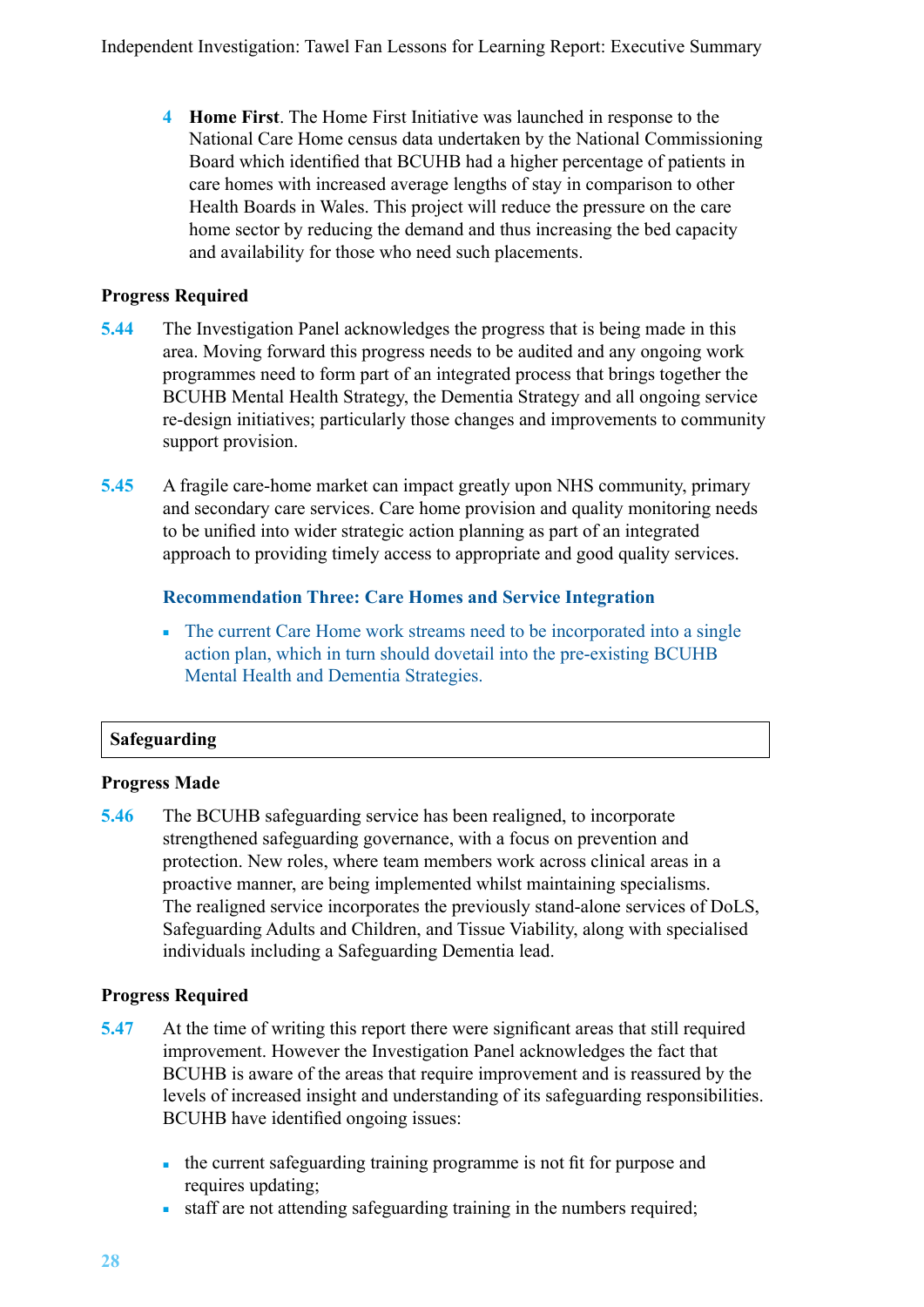4 **Home First**. The Home First Initiative was launched in response to the National Care Home census data undertaken by the National Commissioning Board which identified that BCUHB had a higher percentage of patients in care homes with increased average lengths of stay in comparison to other Health Boards in Wales. This project will reduce the pressure on the care home sector by reducing the demand and thus increasing the bed capacity and availability for those who need such placements.

**Progress Required**

**5.44** The Investigation Panel acknowledges the progress that is being made in this area. Moving forward this progress needs to be audited and any ongoing work programmes need to form part of an integrated process that brings together the BCUHB Mental Health Strategy, the Dementia Strategy and all ongoing service re-design initiatives; particularly those changes and improvements to community support provision.

**5.45** A fragile care-home market can impact greatly upon NHS community, primary and secondary care services. Care home provision and quality monitoring needs to be unified into wider strategic action planning as part of an integrated approach to providing timely access to appropriate and good quality services.

**Recommendation Three: Care Homes and Service Integration**

- The current Care Home work streams need to be incorporated into a single action plan, which in turn should dovetail into the pre-existing BCUHB Mental Health and Dementia Strategies.

## Safeguarding

**Progress Made**

**5.46** The BCUHB safeguarding service has been realigned, to incorporate strengthened safeguarding governance, with a focus on prevention and protection. New roles, where team members work across clinical areas in a proactive manner, are being implemented whilst maintaining specialisms. The realigned service incorporates the previously stand-alone services of DoLS, Safeguarding Adults and Children, and Tissue Viability, along with specialised individuals including a Safeguarding Dementia lead.

**Progress Required**

**5.47** At the time of writing this report there were significant areas that still required improvement. However the Investigation Panel acknowledges the fact that BCUHB is aware of the areas that require improvement and is reassured by the levels of increased insight and understanding of its safeguarding responsibilities. BCUHB have identified ongoing issues:

- the current safeguarding training programme is not fit for purpose and requires updating;
- staff are not attending safeguarding training in the numbers required;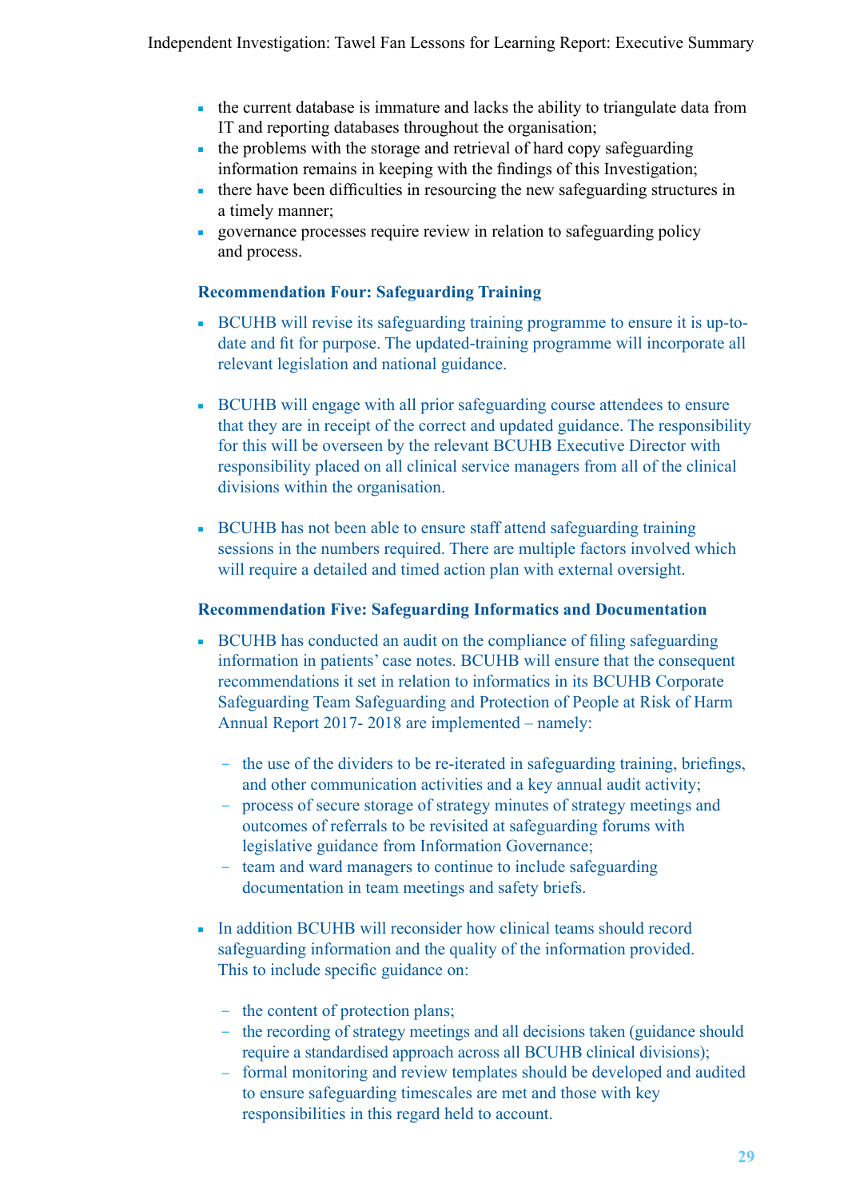- the current database is immature and lacks the ability to triangulate data from IT and reporting databases throughout the organisation;
- the problems with the storage and retrieval of hard copy safeguarding information remains in keeping with the findings of this Investigation;
- there have been difficulties in resourcing the new safeguarding structures in a timely manner;
- governance processes require review in relation to safeguarding policy and process.

**Recommendation Four: Safeguarding Training**

- BCUHB will revise its safeguarding training programme to ensure it is up-to-date and fit for purpose. The updated-training programme will incorporate all relevant legislation and national guidance.

- BCUHB will engage with all prior safeguarding course attendees to ensure that they are in receipt of the correct and updated guidance. The responsibility for this will be overseen by the relevant BCUHB Executive Director with responsibility placed on all clinical service managers from all of the clinical divisions within the organisation.

- BCUHB has not been able to ensure staff attend safeguarding training sessions in the numbers required. There are multiple factors involved which will require a detailed and timed action plan with external oversight.

**Recommendation Five: Safeguarding Informatics and Documentation**

- BCUHB has conducted an audit on the compliance of filing safeguarding information in patients' case notes. BCUHB will ensure that the consequent recommendations it set in relation to informatics in its BCUHB Corporate Safeguarding Team Safeguarding and Protection of People at Risk of Harm Annual Report 2017- 2018 are implemented – namely:

  - the use of the dividers to be re-iterated in safeguarding training, briefings, and other communication activities and a key annual audit activity;
  - process of secure storage of strategy minutes of strategy meetings and outcomes of referrals to be revisited at safeguarding forums with legislative guidance from Information Governance;
  - team and ward managers to continue to include safeguarding documentation in team meetings and safety briefs.

- In addition BCUHB will reconsider how clinical teams should record safeguarding information and the quality of the information provided. This to include specific guidance on:

  - the content of protection plans;
  - the recording of strategy meetings and all decisions taken (guidance should require a standardised approach across all BCUHB clinical divisions);
  - formal monitoring and review templates should be developed and audited to ensure safeguarding timescales are met and those with key responsibilities in this regard held to account.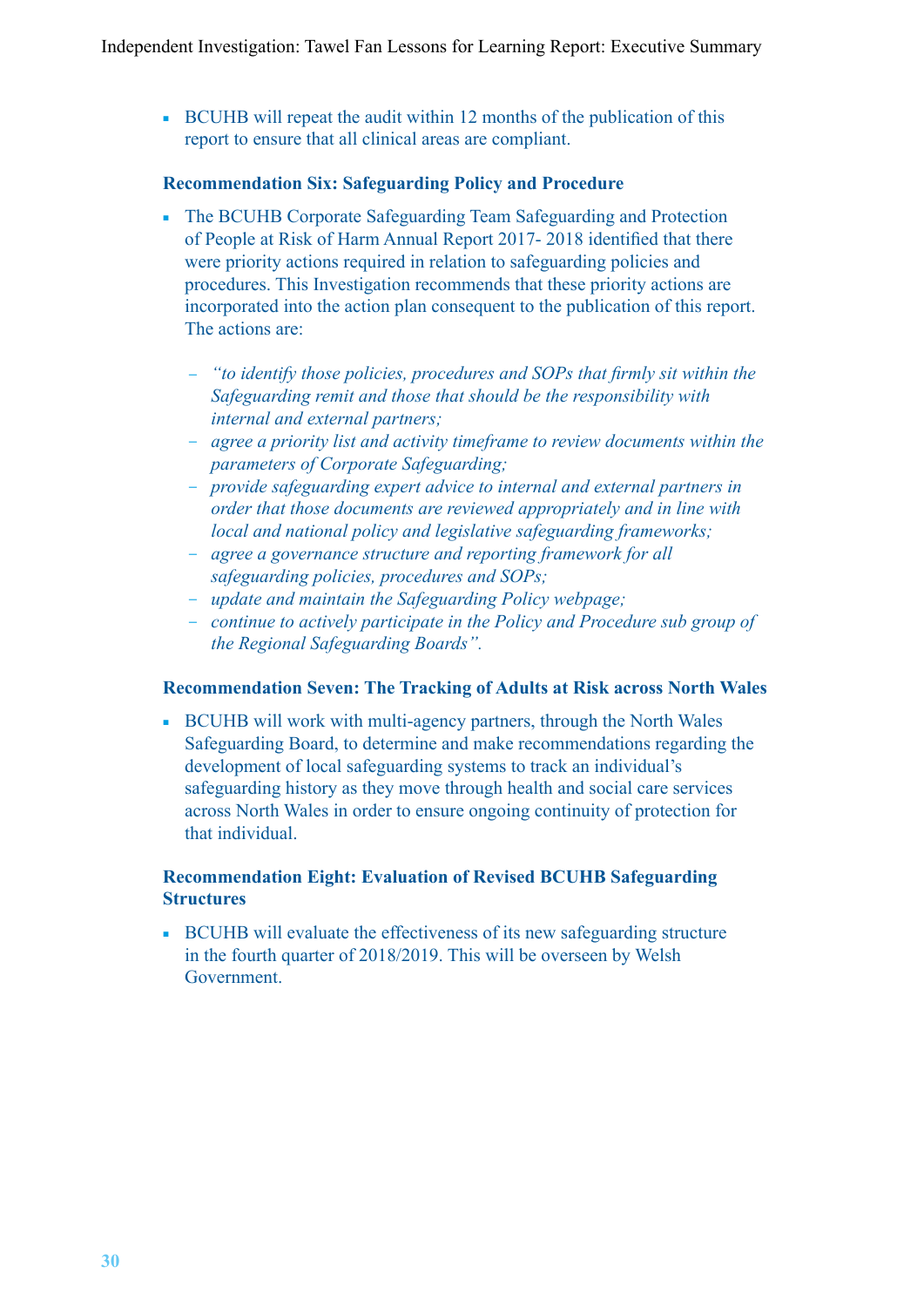- BCUHB will repeat the audit within 12 months of the publication of this report to ensure that all clinical areas are compliant.

### Recommendation Six: Safeguarding Policy and Procedure

- The BCUHB Corporate Safeguarding Team Safeguarding and Protection of People at Risk of Harm Annual Report 2017- 2018 identified that there were priority actions required in relation to safeguarding policies and procedures. This Investigation recommends that these priority actions are incorporated into the action plan consequent to the publication of this report. The actions are:

  - *"to identify those policies, procedures and SOPs that firmly sit within the Safeguarding remit and those that should be the responsibility with internal and external partners;*
  - *agree a priority list and activity timeframe to review documents within the parameters of Corporate Safeguarding;*
  - *provide safeguarding expert advice to internal and external partners in order that those documents are reviewed appropriately and in line with local and national policy and legislative safeguarding frameworks;*
  - *agree a governance structure and reporting framework for all safeguarding policies, procedures and SOPs;*
  - *update and maintain the Safeguarding Policy webpage;*
  - *continue to actively participate in the Policy and Procedure sub group of the Regional Safeguarding Boards".*

### Recommendation Seven: The Tracking of Adults at Risk across North Wales

- BCUHB will work with multi-agency partners, through the North Wales Safeguarding Board, to determine and make recommendations regarding the development of local safeguarding systems to track an individual's safeguarding history as they move through health and social care services across North Wales in order to ensure ongoing continuity of protection for that individual.

### Recommendation Eight: Evaluation of Revised BCUHB Safeguarding Structures

- BCUHB will evaluate the effectiveness of its new safeguarding structure in the fourth quarter of 2018/2019. This will be overseen by Welsh Government.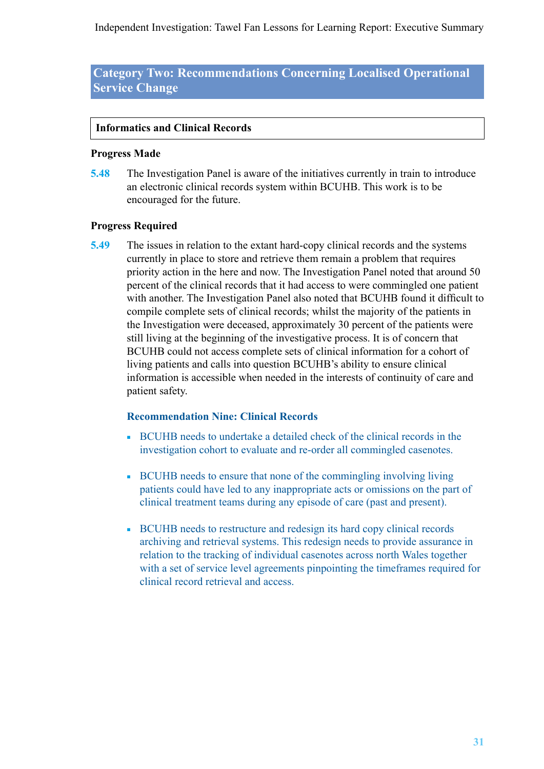## Category Two: Recommendations Concerning Localised Operational Service Change

### Informatics and Clinical Records

**Progress Made**

**5.48** The Investigation Panel is aware of the initiatives currently in train to introduce an electronic clinical records system within BCUHB. This work is to be encouraged for the future.

**Progress Required**

**5.49** The issues in relation to the extant hard-copy clinical records and the systems currently in place to store and retrieve them remain a problem that requires priority action in the here and now. The Investigation Panel noted that around 50 percent of the clinical records that it had access to were commingled one patient with another. The Investigation Panel also noted that BCUHB found it difficult to compile complete sets of clinical records; whilst the majority of the patients in the Investigation were deceased, approximately 30 percent of the patients were still living at the beginning of the investigative process. It is of concern that BCUHB could not access complete sets of clinical information for a cohort of living patients and calls into question BCUHB's ability to ensure clinical information is accessible when needed in the interests of continuity of care and patient safety.

**Recommendation Nine: Clinical Records**

- BCUHB needs to undertake a detailed check of the clinical records in the investigation cohort to evaluate and re-order all commingled casenotes.
- BCUHB needs to ensure that none of the commingling involving living patients could have led to any inappropriate acts or omissions on the part of clinical treatment teams during any episode of care (past and present).
- BCUHB needs to restructure and redesign its hard copy clinical records archiving and retrieval systems. This redesign needs to provide assurance in relation to the tracking of individual casenotes across north Wales together with a set of service level agreements pinpointing the timeframes required for clinical record retrieval and access.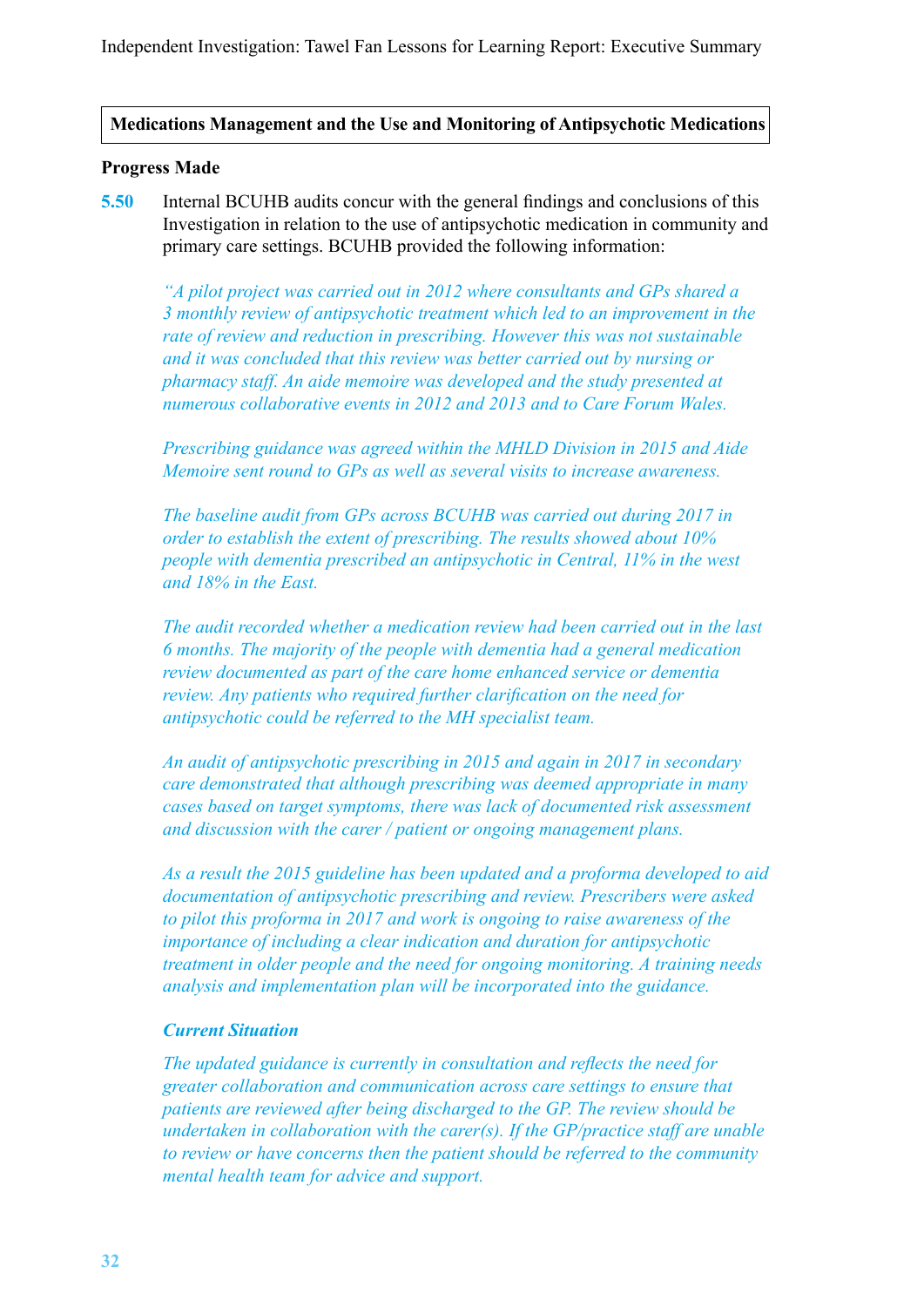## Medications Management and the Use and Monitoring of Antipsychotic Medications

### Progress Made

**5.50** Internal BCUHB audits concur with the general findings and conclusions of this Investigation in relation to the use of antipsychotic medication in community and primary care settings. BCUHB provided the following information:

*"A pilot project was carried out in 2012 where consultants and GPs shared a 3 monthly review of antipsychotic treatment which led to an improvement in the rate of review and reduction in prescribing. However this was not sustainable and it was concluded that this review was better carried out by nursing or pharmacy staff. An aide memoire was developed and the study presented at numerous collaborative events in 2012 and 2013 and to Care Forum Wales.*

*Prescribing guidance was agreed within the MHLD Division in 2015 and Aide Memoire sent round to GPs as well as several visits to increase awareness.*

*The baseline audit from GPs across BCUHB was carried out during 2017 in order to establish the extent of prescribing. The results showed about 10% people with dementia prescribed an antipsychotic in Central, 11% in the west and 18% in the East.*

*The audit recorded whether a medication review had been carried out in the last 6 months. The majority of the people with dementia had a general medication review documented as part of the care home enhanced service or dementia review. Any patients who required further clarification on the need for antipsychotic could be referred to the MH specialist team.*

*An audit of antipsychotic prescribing in 2015 and again in 2017 in secondary care demonstrated that although prescribing was deemed appropriate in many cases based on target symptoms, there was lack of documented risk assessment and discussion with the carer / patient or ongoing management plans.*

*As a result the 2015 guideline has been updated and a proforma developed to aid documentation of antipsychotic prescribing and review. Prescribers were asked to pilot this proforma in 2017 and work is ongoing to raise awareness of the importance of including a clear indication and duration for antipsychotic treatment in older people and the need for ongoing monitoring. A training needs analysis and implementation plan will be incorporated into the guidance.*

***Current Situation***

*The updated guidance is currently in consultation and reflects the need for greater collaboration and communication across care settings to ensure that patients are reviewed after being discharged to the GP. The review should be undertaken in collaboration with the carer(s). If the GP/practice staff are unable to review or have concerns then the patient should be referred to the community mental health team for advice and support.*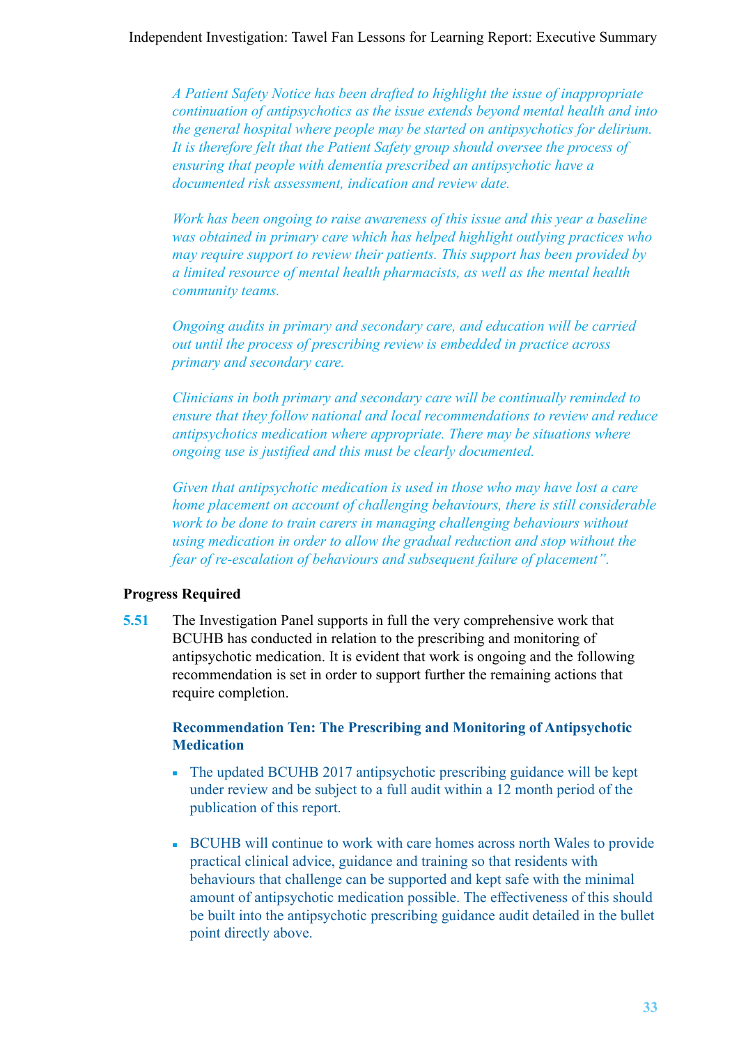*A Patient Safety Notice has been drafted to highlight the issue of inappropriate continuation of antipsychotics as the issue extends beyond mental health and into the general hospital where people may be started on antipsychotics for delirium. It is therefore felt that the Patient Safety group should oversee the process of ensuring that people with dementia prescribed an antipsychotic have a documented risk assessment, indication and review date.*

*Work has been ongoing to raise awareness of this issue and this year a baseline was obtained in primary care which has helped highlight outlying practices who may require support to review their patients. This support has been provided by a limited resource of mental health pharmacists, as well as the mental health community teams.*

*Ongoing audits in primary and secondary care, and education will be carried out until the process of prescribing review is embedded in practice across primary and secondary care.*

*Clinicians in both primary and secondary care will be continually reminded to ensure that they follow national and local recommendations to review and reduce antipsychotics medication where appropriate. There may be situations where ongoing use is justified and this must be clearly documented.*

*Given that antipsychotic medication is used in those who may have lost a care home placement on account of challenging behaviours, there is still considerable work to be done to train carers in managing challenging behaviours without using medication in order to allow the gradual reduction and stop without the fear of re-escalation of behaviours and subsequent failure of placement".*

**Progress Required**

**5.51** The Investigation Panel supports in full the very comprehensive work that BCUHB has conducted in relation to the prescribing and monitoring of antipsychotic medication. It is evident that work is ongoing and the following recommendation is set in order to support further the remaining actions that require completion.

**Recommendation Ten: The Prescribing and Monitoring of Antipsychotic Medication**

- The updated BCUHB 2017 antipsychotic prescribing guidance will be kept under review and be subject to a full audit within a 12 month period of the publication of this report.
- BCUHB will continue to work with care homes across north Wales to provide practical clinical advice, guidance and training so that residents with behaviours that challenge can be supported and kept safe with the minimal amount of antipsychotic medication possible. The effectiveness of this should be built into the antipsychotic prescribing guidance audit detailed in the bullet point directly above.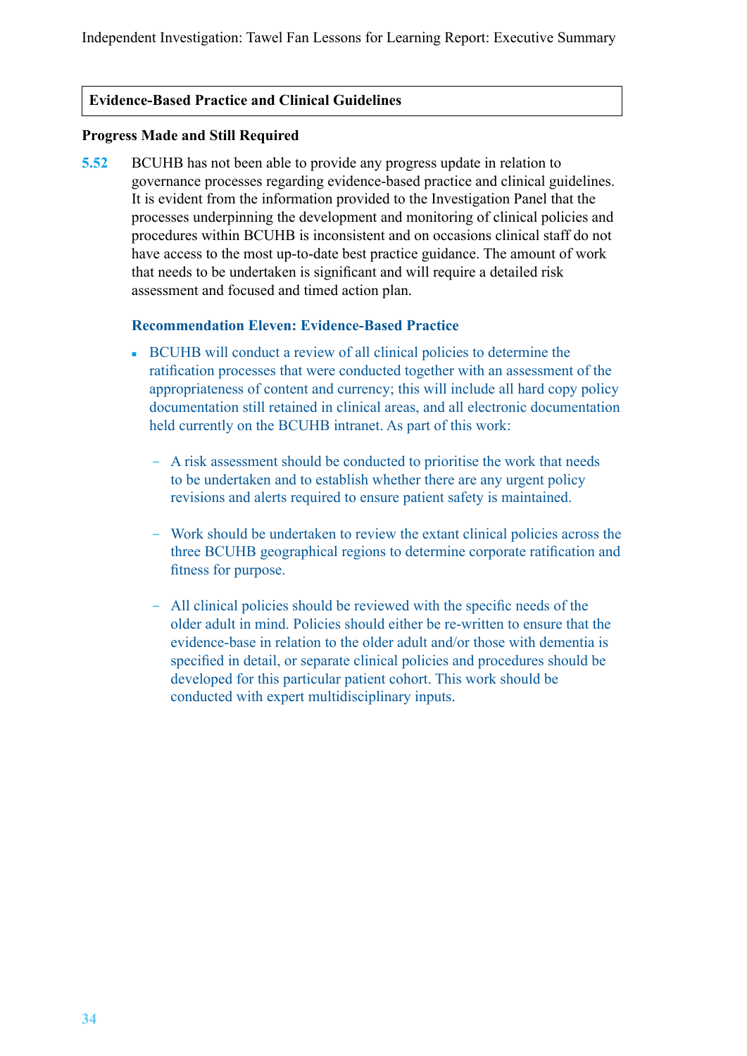## Evidence-Based Practice and Clinical Guidelines

**Progress Made and Still Required**

**5.52** BCUHB has not been able to provide any progress update in relation to governance processes regarding evidence-based practice and clinical guidelines. It is evident from the information provided to the Investigation Panel that the processes underpinning the development and monitoring of clinical policies and procedures within BCUHB is inconsistent and on occasions clinical staff do not have access to the most up-to-date best practice guidance. The amount of work that needs to be undertaken is significant and will require a detailed risk assessment and focused and timed action plan.

**Recommendation Eleven: Evidence-Based Practice**

- BCUHB will conduct a review of all clinical policies to determine the ratification processes that were conducted together with an assessment of the appropriateness of content and currency; this will include all hard copy policy documentation still retained in clinical areas, and all electronic documentation held currently on the BCUHB intranet. As part of this work:
  - A risk assessment should be conducted to prioritise the work that needs to be undertaken and to establish whether there are any urgent policy revisions and alerts required to ensure patient safety is maintained.
  - Work should be undertaken to review the extant clinical policies across the three BCUHB geographical regions to determine corporate ratification and fitness for purpose.
  - All clinical policies should be reviewed with the specific needs of the older adult in mind. Policies should either be re-written to ensure that the evidence-base in relation to the older adult and/or those with dementia is specified in detail, or separate clinical policies and procedures should be developed for this particular patient cohort. This work should be conducted with expert multidisciplinary inputs.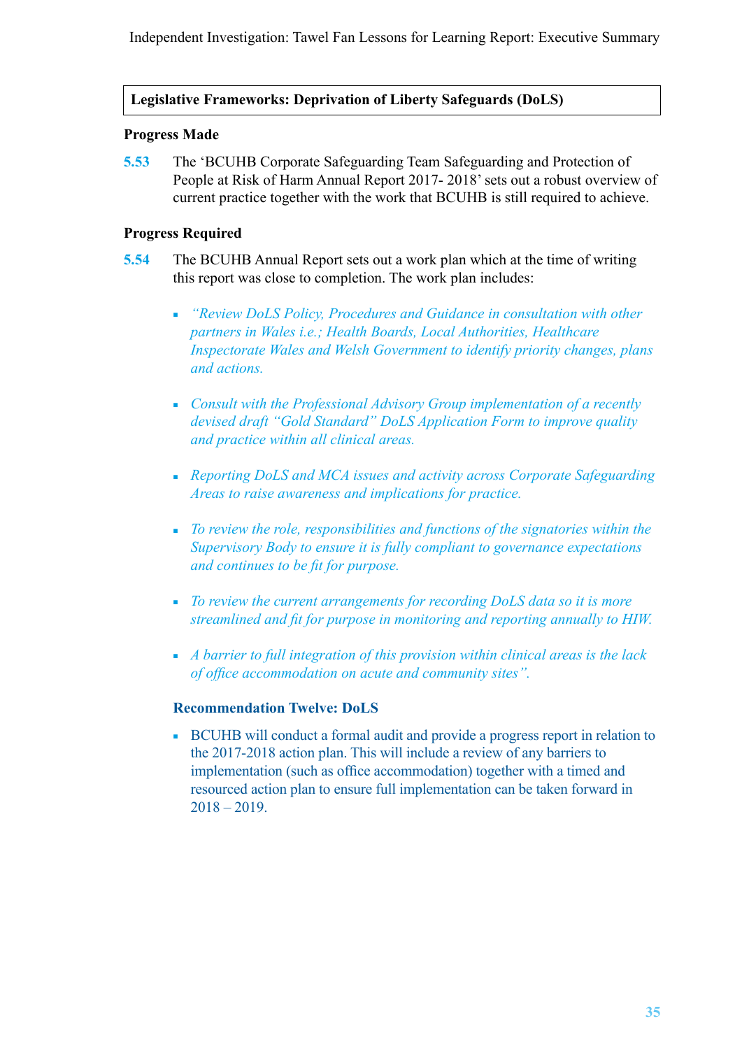## Legislative Frameworks: Deprivation of Liberty Safeguards (DoLS)

### Progress Made

**5.53** The 'BCUHB Corporate Safeguarding Team Safeguarding and Protection of People at Risk of Harm Annual Report 2017- 2018' sets out a robust overview of current practice together with the work that BCUHB is still required to achieve.

### Progress Required

**5.54** The BCUHB Annual Report sets out a work plan which at the time of writing this report was close to completion. The work plan includes:

- *"Review DoLS Policy, Procedures and Guidance in consultation with other partners in Wales i.e.; Health Boards, Local Authorities, Healthcare Inspectorate Wales and Welsh Government to identify priority changes, plans and actions.*
- *Consult with the Professional Advisory Group implementation of a recently devised draft "Gold Standard" DoLS Application Form to improve quality and practice within all clinical areas.*
- *Reporting DoLS and MCA issues and activity across Corporate Safeguarding Areas to raise awareness and implications for practice.*
- *To review the role, responsibilities and functions of the signatories within the Supervisory Body to ensure it is fully compliant to governance expectations and continues to be fit for purpose.*
- *To review the current arrangements for recording DoLS data so it is more streamlined and fit for purpose in monitoring and reporting annually to HIW.*
- *A barrier to full integration of this provision within clinical areas is the lack of office accommodation on acute and community sites".*

**Recommendation Twelve: DoLS**

- BCUHB will conduct a formal audit and provide a progress report in relation to the 2017-2018 action plan. This will include a review of any barriers to implementation (such as office accommodation) together with a timed and resourced action plan to ensure full implementation can be taken forward in 2018 – 2019.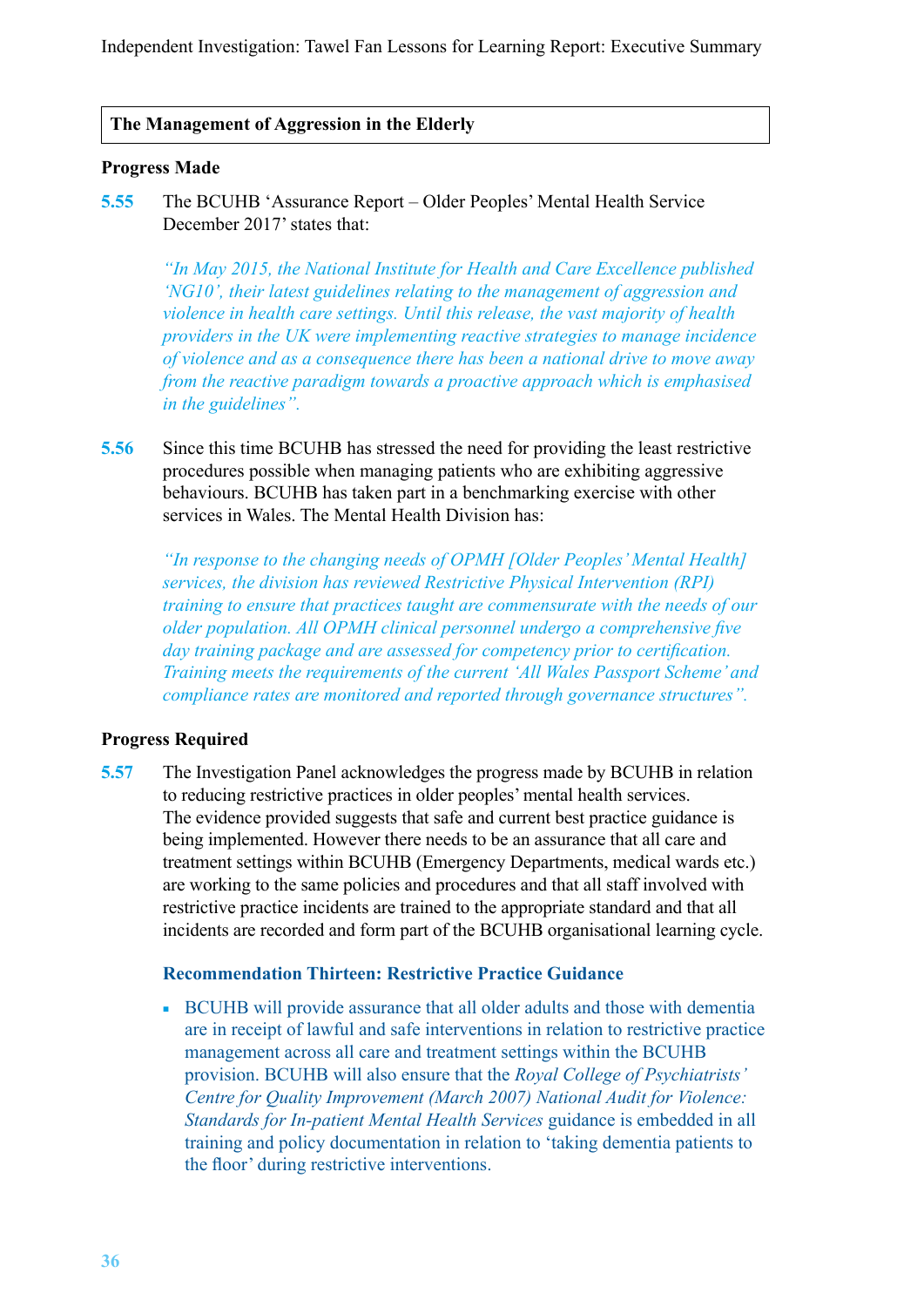## The Management of Aggression in the Elderly

**Progress Made**

**5.55** The BCUHB 'Assurance Report – Older Peoples' Mental Health Service December 2017' states that:

> *"In May 2015, the National Institute for Health and Care Excellence published 'NG10', their latest guidelines relating to the management of aggression and violence in health care settings. Until this release, the vast majority of health providers in the UK were implementing reactive strategies to manage incidence of violence and as a consequence there has been a national drive to move away from the reactive paradigm towards a proactive approach which is emphasised in the guidelines".*

**5.56** Since this time BCUHB has stressed the need for providing the least restrictive procedures possible when managing patients who are exhibiting aggressive behaviours. BCUHB has taken part in a benchmarking exercise with other services in Wales. The Mental Health Division has:

> *"In response to the changing needs of OPMH [Older Peoples' Mental Health] services, the division has reviewed Restrictive Physical Intervention (RPI) training to ensure that practices taught are commensurate with the needs of our older population. All OPMH clinical personnel undergo a comprehensive five day training package and are assessed for competency prior to certification. Training meets the requirements of the current 'All Wales Passport Scheme' and compliance rates are monitored and reported through governance structures".*

**Progress Required**

**5.57** The Investigation Panel acknowledges the progress made by BCUHB in relation to reducing restrictive practices in older peoples' mental health services. The evidence provided suggests that safe and current best practice guidance is being implemented. However there needs to be an assurance that all care and treatment settings within BCUHB (Emergency Departments, medical wards etc.) are working to the same policies and procedures and that all staff involved with restrictive practice incidents are trained to the appropriate standard and that all incidents are recorded and form part of the BCUHB organisational learning cycle.

**Recommendation Thirteen: Restrictive Practice Guidance**

- BCUHB will provide assurance that all older adults and those with dementia are in receipt of lawful and safe interventions in relation to restrictive practice management across all care and treatment settings within the BCUHB provision. BCUHB will also ensure that the *Royal College of Psychiatrists' Centre for Quality Improvement (March 2007) National Audit for Violence: Standards for In-patient Mental Health Services* guidance is embedded in all training and policy documentation in relation to 'taking dementia patients to the floor' during restrictive interventions.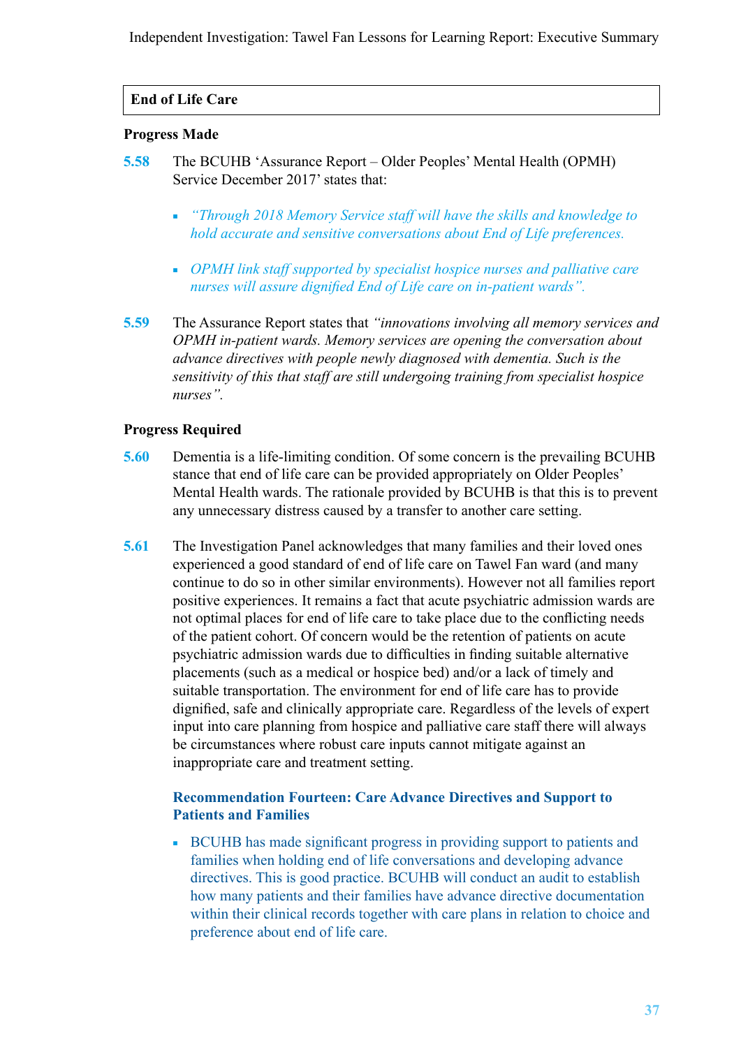## End of Life Care

### Progress Made

**5.58** The BCUHB 'Assurance Report – Older Peoples' Mental Health (OPMH) Service December 2017' states that:

- *"Through 2018 Memory Service staff will have the skills and knowledge to hold accurate and sensitive conversations about End of Life preferences.*
- *OPMH link staff supported by specialist hospice nurses and palliative care nurses will assure dignified End of Life care on in-patient wards".*

**5.59** The Assurance Report states that *"innovations involving all memory services and OPMH in-patient wards. Memory services are opening the conversation about advance directives with people newly diagnosed with dementia. Such is the sensitivity of this that staff are still undergoing training from specialist hospice nurses".*

### Progress Required

**5.60** Dementia is a life-limiting condition. Of some concern is the prevailing BCUHB stance that end of life care can be provided appropriately on Older Peoples' Mental Health wards. The rationale provided by BCUHB is that this is to prevent any unnecessary distress caused by a transfer to another care setting.

**5.61** The Investigation Panel acknowledges that many families and their loved ones experienced a good standard of end of life care on Tawel Fan ward (and many continue to do so in other similar environments). However not all families report positive experiences. It remains a fact that acute psychiatric admission wards are not optimal places for end of life care to take place due to the conflicting needs of the patient cohort. Of concern would be the retention of patients on acute psychiatric admission wards due to difficulties in finding suitable alternative placements (such as a medical or hospice bed) and/or a lack of timely and suitable transportation. The environment for end of life care has to provide dignified, safe and clinically appropriate care. Regardless of the levels of expert input into care planning from hospice and palliative care staff there will always be circumstances where robust care inputs cannot mitigate against an inappropriate care and treatment setting.

**Recommendation Fourteen: Care Advance Directives and Support to Patients and Families**

- BCUHB has made significant progress in providing support to patients and families when holding end of life conversations and developing advance directives. This is good practice. BCUHB will conduct an audit to establish how many patients and their families have advance directive documentation within their clinical records together with care plans in relation to choice and preference about end of life care.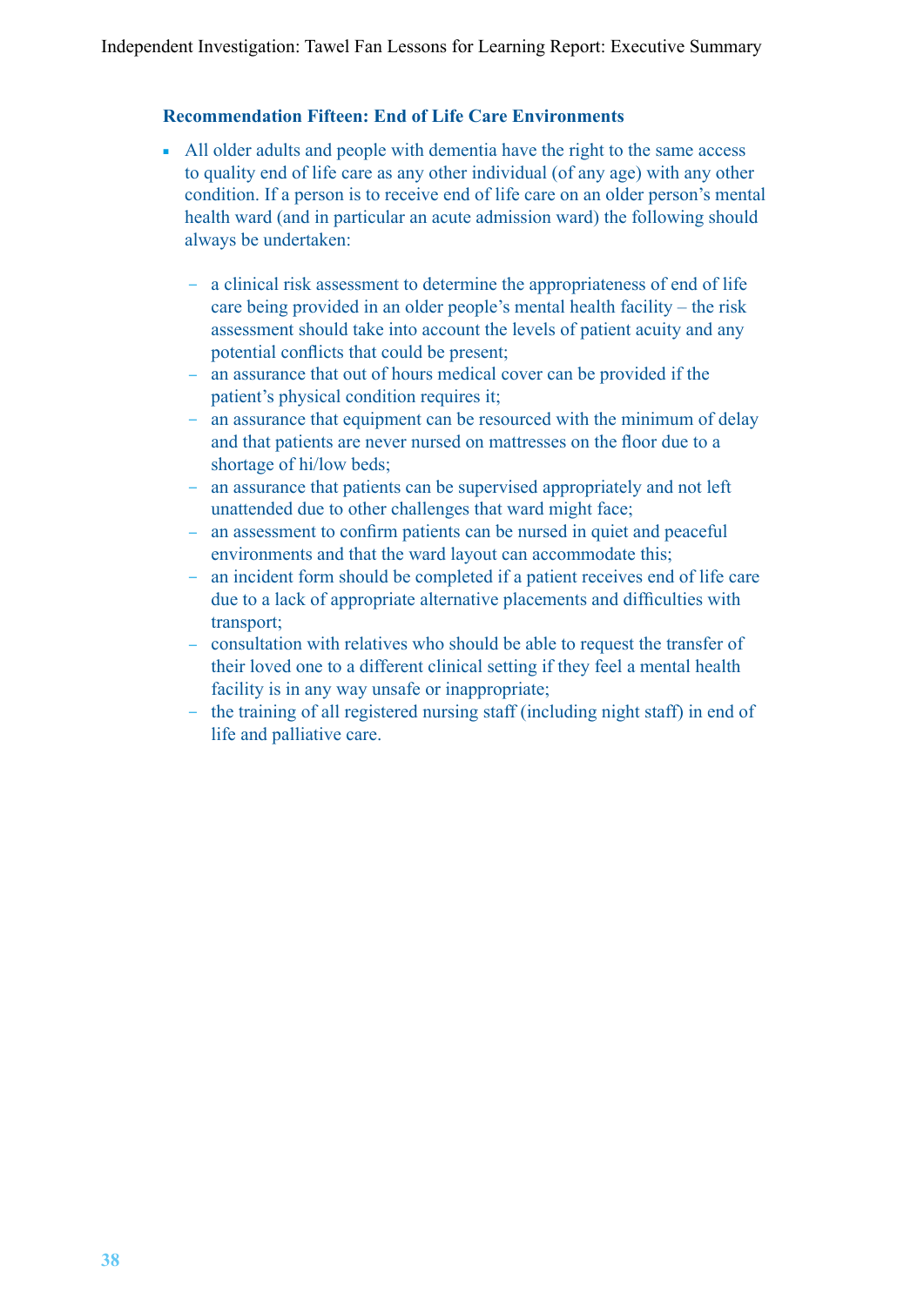### Recommendation Fifteen: End of Life Care Environments

- All older adults and people with dementia have the right to the same access to quality end of life care as any other individual (of any age) with any other condition. If a person is to receive end of life care on an older person's mental health ward (and in particular an acute admission ward) the following should always be undertaken:
  - a clinical risk assessment to determine the appropriateness of end of life care being provided in an older people's mental health facility – the risk assessment should take into account the levels of patient acuity and any potential conflicts that could be present;
  - an assurance that out of hours medical cover can be provided if the patient's physical condition requires it;
  - an assurance that equipment can be resourced with the minimum of delay and that patients are never nursed on mattresses on the floor due to a shortage of hi/low beds;
  - an assurance that patients can be supervised appropriately and not left unattended due to other challenges that ward might face;
  - an assessment to confirm patients can be nursed in quiet and peaceful environments and that the ward layout can accommodate this;
  - an incident form should be completed if a patient receives end of life care due to a lack of appropriate alternative placements and difficulties with transport;
  - consultation with relatives who should be able to request the transfer of their loved one to a different clinical setting if they feel a mental health facility is in any way unsafe or inappropriate;
  - the training of all registered nursing staff (including night staff) in end of life and palliative care.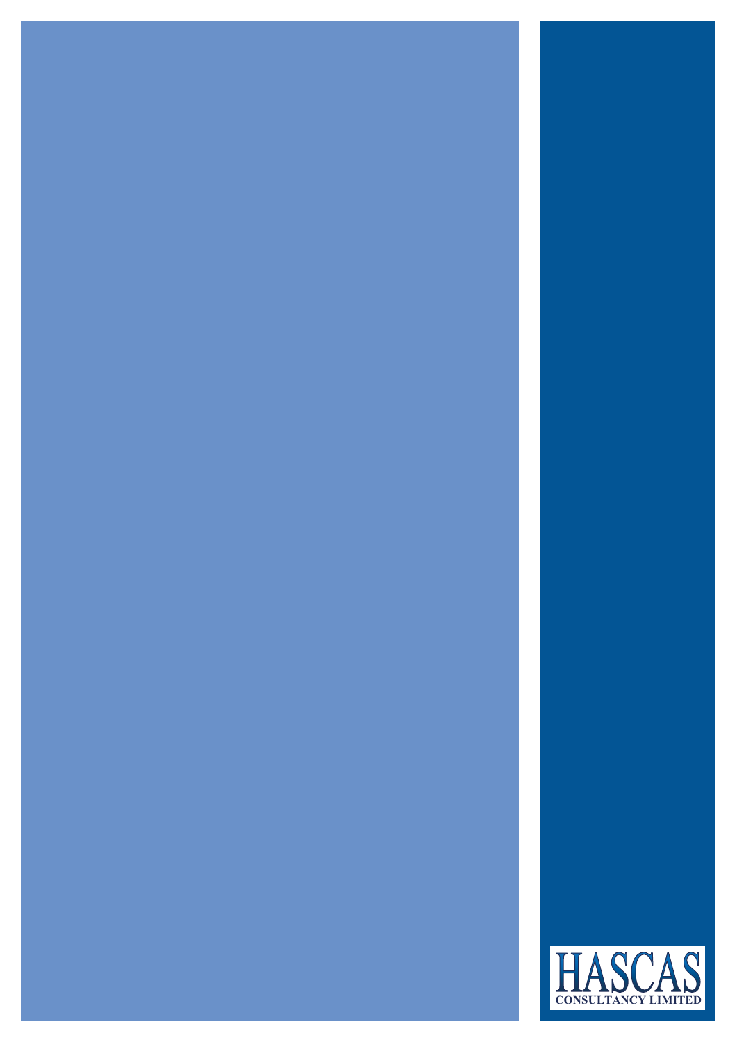HASCAS

CONSULTANCY LIMITED